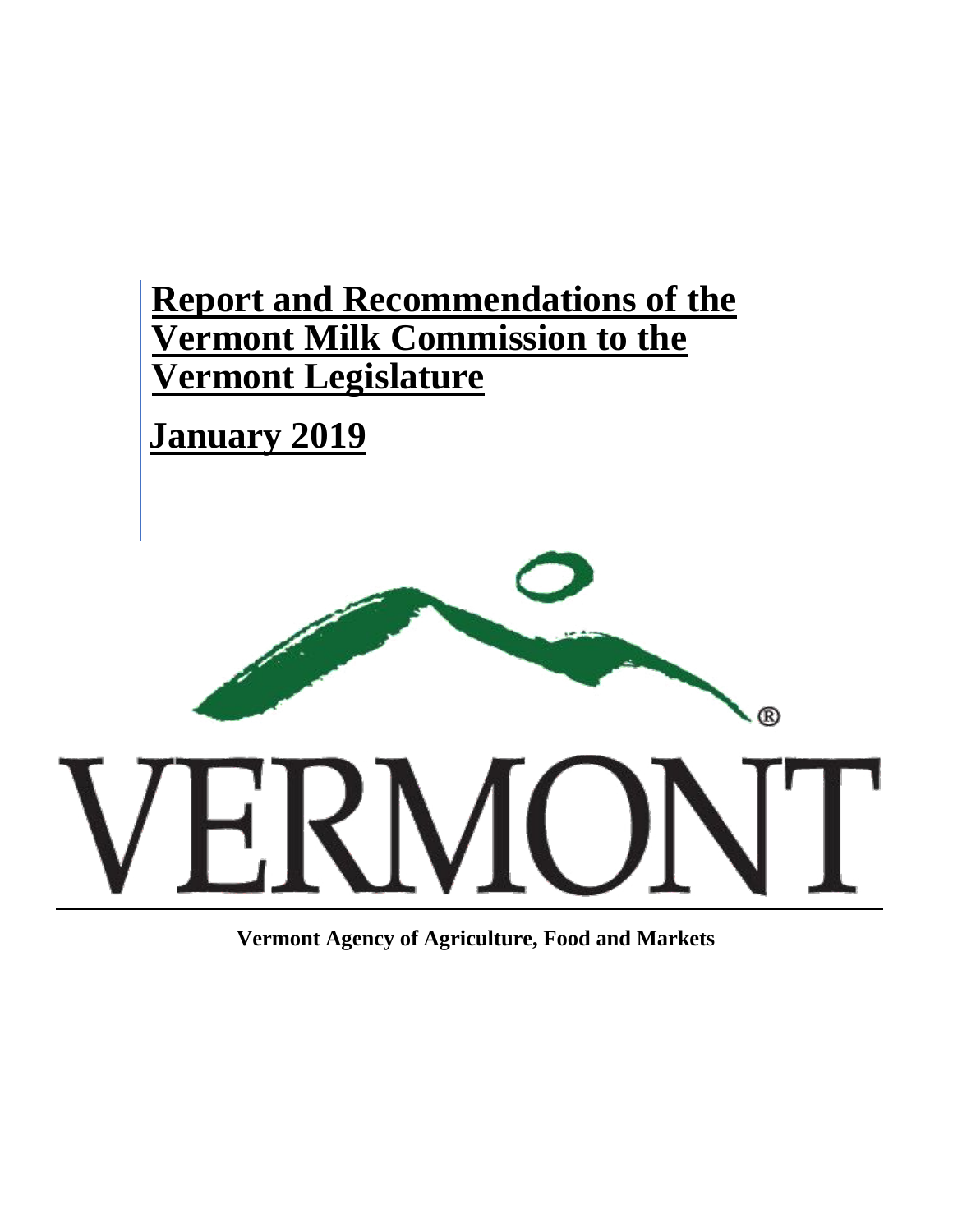# Report and Recommendations of the Vermont Milk Commission to the Vermont Legislature

## January 2019

VERMONT

**Vermont Agency of Agriculture, Food and Markets**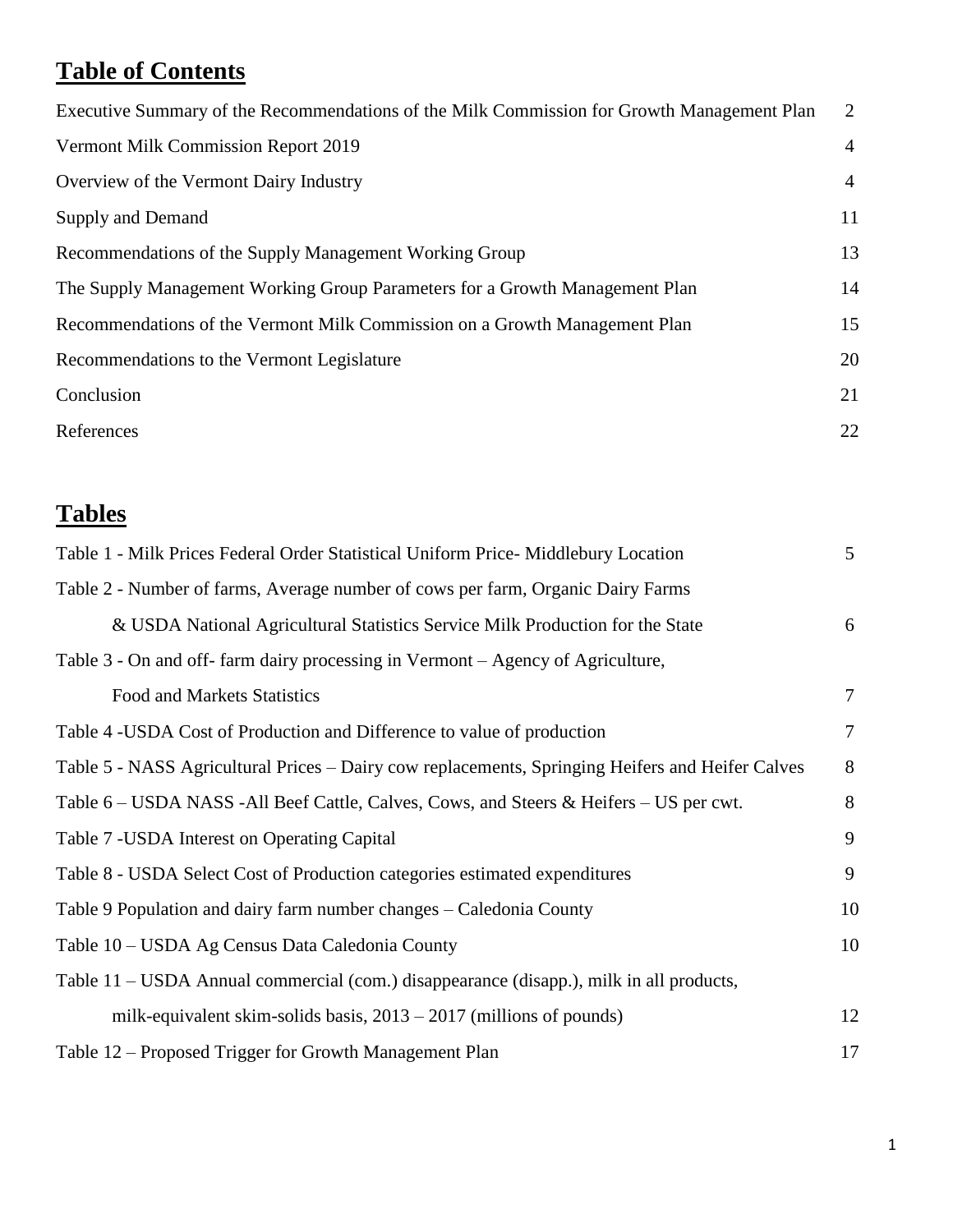# Table of Contents

| | |
|---|---|
| Executive Summary of the Recommendations of the Milk Commission for Growth Management Plan | 2 |
| Vermont Milk Commission Report 2019 | 4 |
| Overview of the Vermont Dairy Industry | 4 |
| Supply and Demand | 11 |
| Recommendations of the Supply Management Working Group | 13 |
| The Supply Management Working Group Parameters for a Growth Management Plan | 14 |
| Recommendations of the Vermont Milk Commission on a Growth Management Plan | 15 |
| Recommendations to the Vermont Legislature | 20 |
| Conclusion | 21 |
| References | 22 |

# Tables

| | |
|---|---|
| Table 1 - Milk Prices Federal Order Statistical Uniform Price- Middlebury Location | 5 |
| Table 2 - Number of farms, Average number of cows per farm, Organic Dairy Farms & USDA National Agricultural Statistics Service Milk Production for the State | 6 |
| Table 3 - On and off- farm dairy processing in Vermont – Agency of Agriculture, Food and Markets Statistics | 7 |
| Table 4 -USDA Cost of Production and Difference to value of production | 7 |
| Table 5 - NASS Agricultural Prices – Dairy cow replacements, Springing Heifers and Heifer Calves | 8 |
| Table 6 – USDA NASS -All Beef Cattle, Calves, Cows, and Steers & Heifers – US per cwt. | 8 |
| Table 7 -USDA Interest on Operating Capital | 9 |
| Table 8 - USDA Select Cost of Production categories estimated expenditures | 9 |
| Table 9 Population and dairy farm number changes – Caledonia County | 10 |
| Table 10 – USDA Ag Census Data Caledonia County | 10 |
| Table 11 – USDA Annual commercial (com.) disappearance (disapp.), milk in all products, milk-equivalent skim-solids basis, 2013 – 2017 (millions of pounds) | 12 |
| Table 12 – Proposed Trigger for Growth Management Plan | 17 |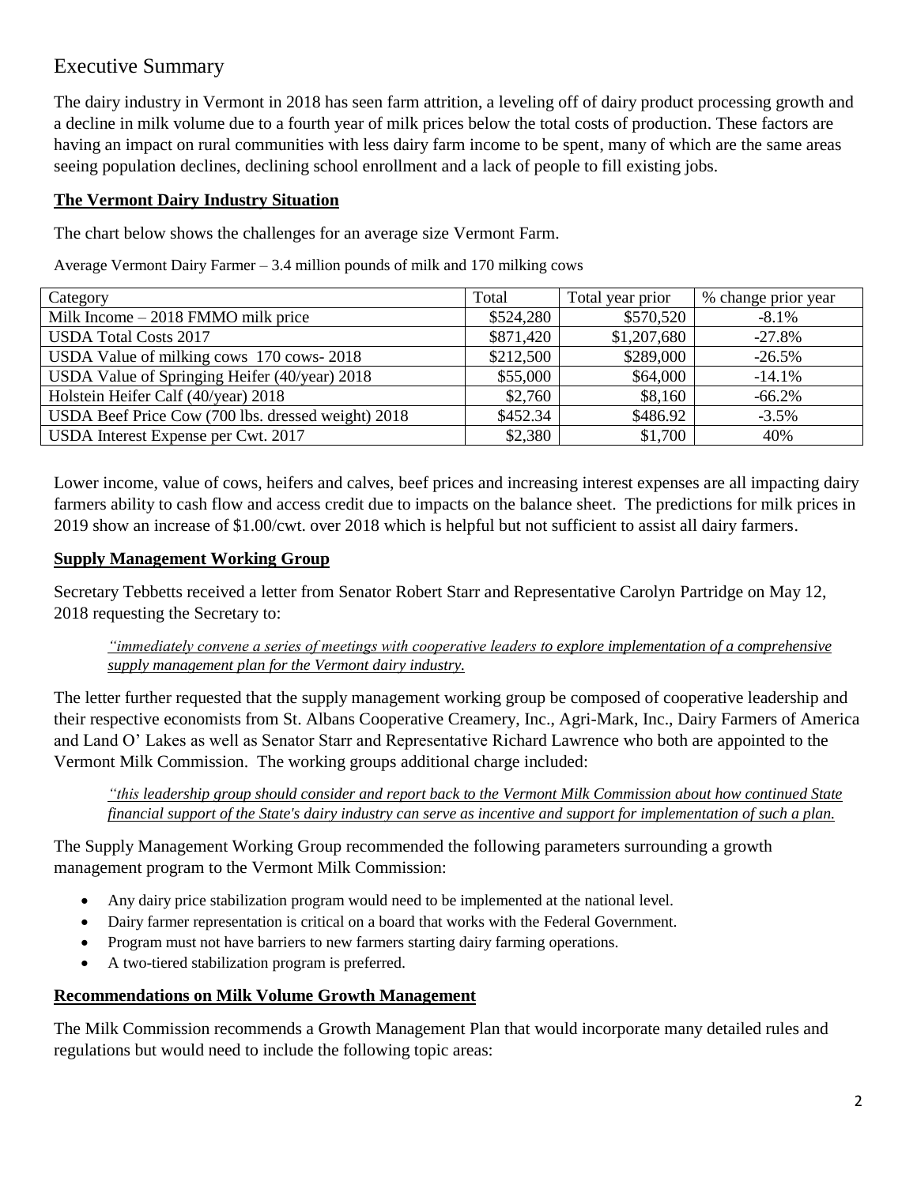# Executive Summary

The dairy industry in Vermont in 2018 has seen farm attrition, a leveling off of dairy product processing growth and a decline in milk volume due to a fourth year of milk prices below the total costs of production. These factors are having an impact on rural communities with less dairy farm income to be spent, many of which are the same areas seeing population declines, declining school enrollment and a lack of people to fill existing jobs.

**The Vermont Dairy Industry Situation**

The chart below shows the challenges for an average size Vermont Farm.

Average Vermont Dairy Farmer – 3.4 million pounds of milk and 170 milking cows

| Category | Total | Total year prior | % change prior year |
|---|---|---|---|
| Milk Income – 2018 FMMO milk price | $524,280 | $570,520 | -8.1% |
| USDA Total Costs 2017 | $871,420 | $1,207,680 | -27.8% |
| USDA Value of milking cows 170 cows- 2018 | $212,500 | $289,000 | -26.5% |
| USDA Value of Springing Heifer (40/year) 2018 | $55,000 | $64,000 | -14.1% |
| Holstein Heifer Calf (40/year) 2018 | $2,760 | $8,160 | -66.2% |
| USDA Beef Price Cow (700 lbs. dressed weight) 2018 | $452.34 | $486.92 | -3.5% |
| USDA Interest Expense per Cwt. 2017 | $2,380 | $1,700 | 40% |

Lower income, value of cows, heifers and calves, beef prices and increasing interest expenses are all impacting dairy farmers ability to cash flow and access credit due to impacts on the balance sheet. The predictions for milk prices in 2019 show an increase of $1.00/cwt. over 2018 which is helpful but not sufficient to assist all dairy farmers.

**Supply Management Working Group**

Secretary Tebbetts received a letter from Senator Robert Starr and Representative Carolyn Partridge on May 12, 2018 requesting the Secretary to:

> *"immediately convene a series of meetings with cooperative leaders to explore implementation of a comprehensive supply management plan for the Vermont dairy industry.*

The letter further requested that the supply management working group be composed of cooperative leadership and their respective economists from St. Albans Cooperative Creamery, Inc., Agri-Mark, Inc., Dairy Farmers of America and Land O' Lakes as well as Senator Starr and Representative Richard Lawrence who both are appointed to the Vermont Milk Commission. The working groups additional charge included:

> *"this leadership group should consider and report back to the Vermont Milk Commission about how continued State financial support of the State's dairy industry can serve as incentive and support for implementation of such a plan.*

The Supply Management Working Group recommended the following parameters surrounding a growth management program to the Vermont Milk Commission:

- Any dairy price stabilization program would need to be implemented at the national level.
- Dairy farmer representation is critical on a board that works with the Federal Government.
- Program must not have barriers to new farmers starting dairy farming operations.
- A two-tiered stabilization program is preferred.

**Recommendations on Milk Volume Growth Management**

The Milk Commission recommends a Growth Management Plan that would incorporate many detailed rules and regulations but would need to include the following topic areas: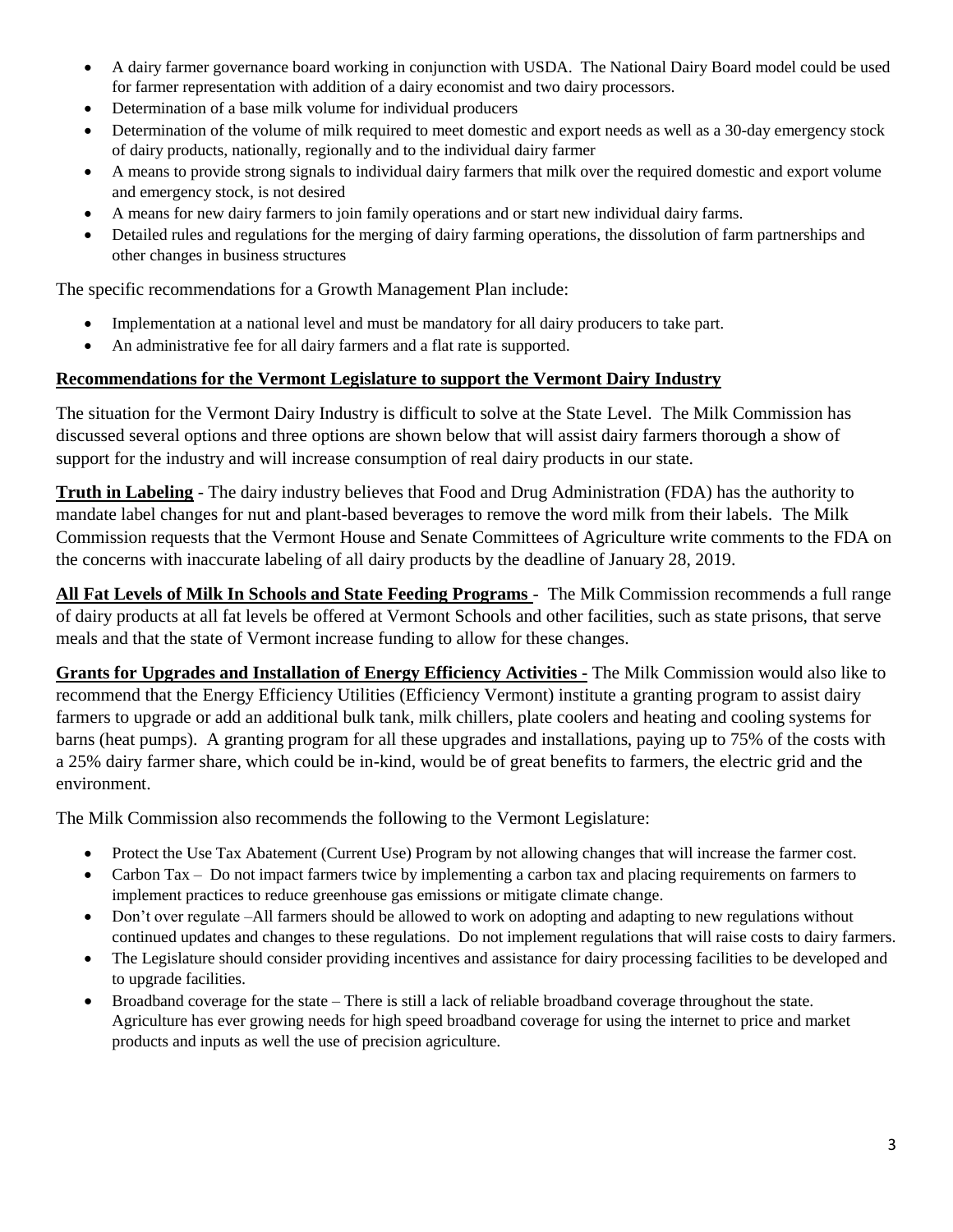- A dairy farmer governance board working in conjunction with USDA. The National Dairy Board model could be used for farmer representation with addition of a dairy economist and two dairy processors.
- Determination of a base milk volume for individual producers
- Determination of the volume of milk required to meet domestic and export needs as well as a 30-day emergency stock of dairy products, nationally, regionally and to the individual dairy farmer
- A means to provide strong signals to individual dairy farmers that milk over the required domestic and export volume and emergency stock, is not desired
- A means for new dairy farmers to join family operations and or start new individual dairy farms.
- Detailed rules and regulations for the merging of dairy farming operations, the dissolution of farm partnerships and other changes in business structures

The specific recommendations for a Growth Management Plan include:

- Implementation at a national level and must be mandatory for all dairy producers to take part.
- An administrative fee for all dairy farmers and a flat rate is supported.

**Recommendations for the Vermont Legislature to support the Vermont Dairy Industry**

The situation for the Vermont Dairy Industry is difficult to solve at the State Level. The Milk Commission has discussed several options and three options are shown below that will assist dairy farmers thorough a show of support for the industry and will increase consumption of real dairy products in our state.

**Truth in Labeling** - The dairy industry believes that Food and Drug Administration (FDA) has the authority to mandate label changes for nut and plant-based beverages to remove the word milk from their labels. The Milk Commission requests that the Vermont House and Senate Committees of Agriculture write comments to the FDA on the concerns with inaccurate labeling of all dairy products by the deadline of January 28, 2019.

**All Fat Levels of Milk In Schools and State Feeding Programs** - The Milk Commission recommends a full range of dairy products at all fat levels be offered at Vermont Schools and other facilities, such as state prisons, that serve meals and that the state of Vermont increase funding to allow for these changes.

**Grants for Upgrades and Installation of Energy Efficiency Activities** - The Milk Commission would also like to recommend that the Energy Efficiency Utilities (Efficiency Vermont) institute a granting program to assist dairy farmers to upgrade or add an additional bulk tank, milk chillers, plate coolers and heating and cooling systems for barns (heat pumps). A granting program for all these upgrades and installations, paying up to 75% of the costs with a 25% dairy farmer share, which could be in-kind, would be of great benefits to farmers, the electric grid and the environment.

The Milk Commission also recommends the following to the Vermont Legislature:

- Protect the Use Tax Abatement (Current Use) Program by not allowing changes that will increase the farmer cost.
- Carbon Tax – Do not impact farmers twice by implementing a carbon tax and placing requirements on farmers to implement practices to reduce greenhouse gas emissions or mitigate climate change.
- Don't over regulate –All farmers should be allowed to work on adopting and adapting to new regulations without continued updates and changes to these regulations. Do not implement regulations that will raise costs to dairy farmers.
- The Legislature should consider providing incentives and assistance for dairy processing facilities to be developed and to upgrade facilities.
- Broadband coverage for the state – There is still a lack of reliable broadband coverage throughout the state. Agriculture has ever growing needs for high speed broadband coverage for using the internet to price and market products and inputs as well the use of precision agriculture.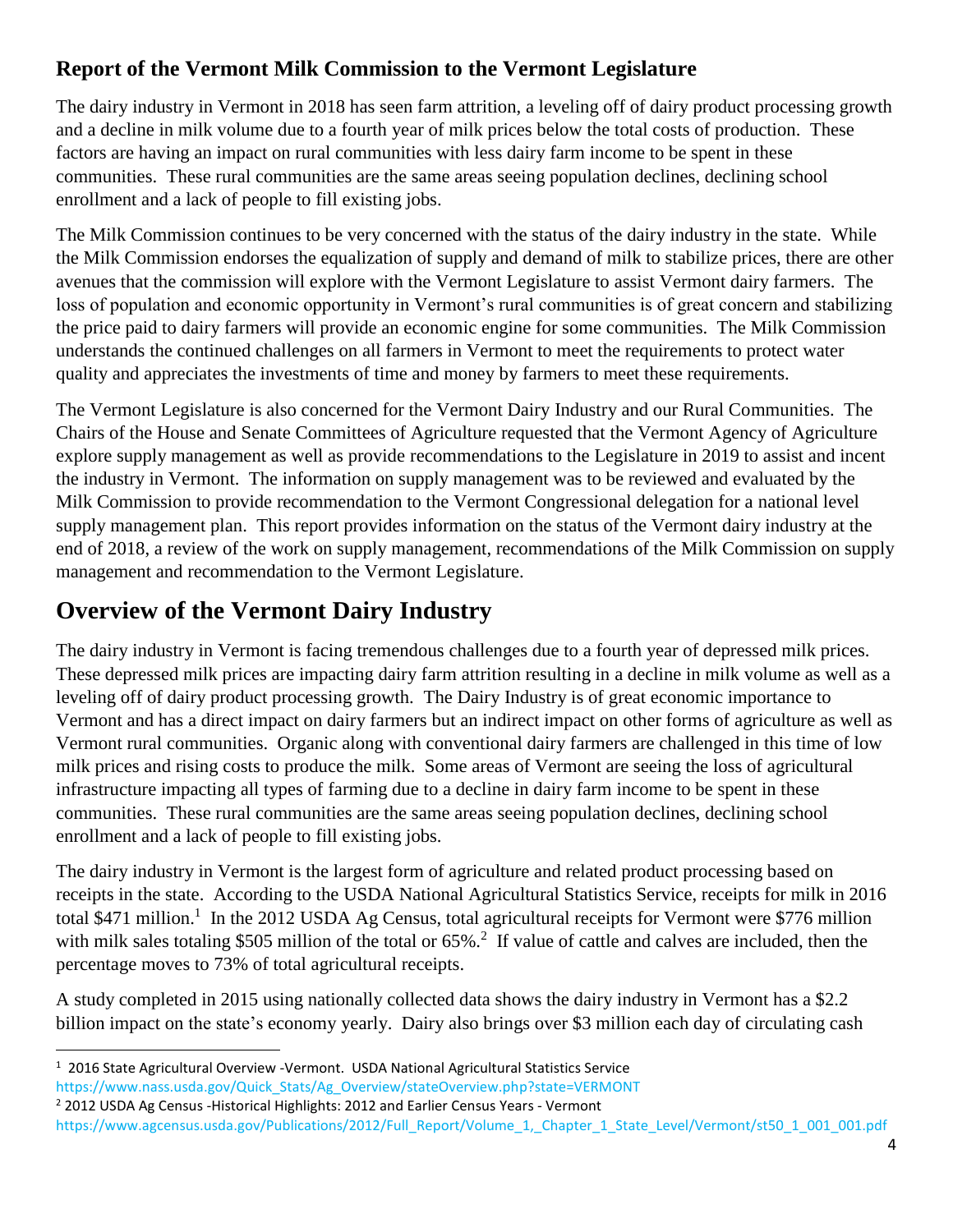## Report of the Vermont Milk Commission to the Vermont Legislature

The dairy industry in Vermont in 2018 has seen farm attrition, a leveling off of dairy product processing growth and a decline in milk volume due to a fourth year of milk prices below the total costs of production. These factors are having an impact on rural communities with less dairy farm income to be spent in these communities. These rural communities are the same areas seeing population declines, declining school enrollment and a lack of people to fill existing jobs.

The Milk Commission continues to be very concerned with the status of the dairy industry in the state. While the Milk Commission endorses the equalization of supply and demand of milk to stabilize prices, there are other avenues that the commission will explore with the Vermont Legislature to assist Vermont dairy farmers. The loss of population and economic opportunity in Vermont's rural communities is of great concern and stabilizing the price paid to dairy farmers will provide an economic engine for some communities. The Milk Commission understands the continued challenges on all farmers in Vermont to meet the requirements to protect water quality and appreciates the investments of time and money by farmers to meet these requirements.

The Vermont Legislature is also concerned for the Vermont Dairy Industry and our Rural Communities. The Chairs of the House and Senate Committees of Agriculture requested that the Vermont Agency of Agriculture explore supply management as well as provide recommendations to the Legislature in 2019 to assist and incent the industry in Vermont. The information on supply management was to be reviewed and evaluated by the Milk Commission to provide recommendation to the Vermont Congressional delegation for a national level supply management plan. This report provides information on the status of the Vermont dairy industry at the end of 2018, a review of the work on supply management, recommendations of the Milk Commission on supply management and recommendation to the Vermont Legislature.

# Overview of the Vermont Dairy Industry

The dairy industry in Vermont is facing tremendous challenges due to a fourth year of depressed milk prices. These depressed milk prices are impacting dairy farm attrition resulting in a decline in milk volume as well as a leveling off of dairy product processing growth. The Dairy Industry is of great economic importance to Vermont and has a direct impact on dairy farmers but an indirect impact on other forms of agriculture as well as Vermont rural communities. Organic along with conventional dairy farmers are challenged in this time of low milk prices and rising costs to produce the milk. Some areas of Vermont are seeing the loss of agricultural infrastructure impacting all types of farming due to a decline in dairy farm income to be spent in these communities. These rural communities are the same areas seeing population declines, declining school enrollment and a lack of people to fill existing jobs.

The dairy industry in Vermont is the largest form of agriculture and related product processing based on receipts in the state. According to the USDA National Agricultural Statistics Service, receipts for milk in 2016 total $471 million.[1] In the 2012 USDA Ag Census, total agricultural receipts for Vermont were $776 million with milk sales totaling $505 million of the total or 65%.[2] If value of cattle and calves are included, then the percentage moves to 73% of total agricultural receipts.

A study completed in 2015 using nationally collected data shows the dairy industry in Vermont has a $2.2 billion impact on the state's economy yearly. Dairy also brings over $3 million each day of circulating cash

---

[1] 2016 State Agricultural Overview -Vermont. USDA National Agricultural Statistics Service https://www.nass.usda.gov/Quick_Stats/Ag_Overview/stateOverview.php?state=VERMONT

[2] 2012 USDA Ag Census -Historical Highlights: 2012 and Earlier Census Years - Vermont https://www.agcensus.usda.gov/Publications/2012/Full_Report/Volume_1,_Chapter_1_State_Level/Vermont/st50_1_001_001.pdf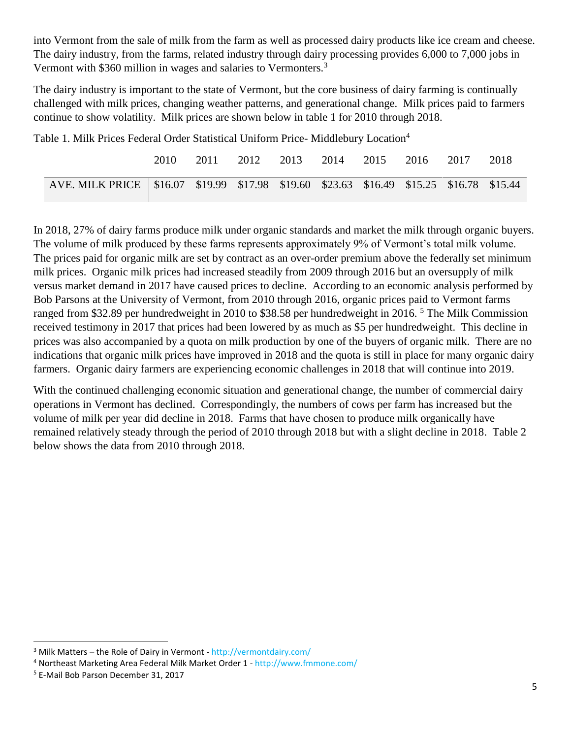into Vermont from the sale of milk from the farm as well as processed dairy products like ice cream and cheese. The dairy industry, from the farms, related industry through dairy processing provides 6,000 to 7,000 jobs in Vermont with $360 million in wages and salaries to Vermonters.[3]

The dairy industry is important to the state of Vermont, but the core business of dairy farming is continually challenged with milk prices, changing weather patterns, and generational change. Milk prices paid to farmers continue to show volatility. Milk prices are shown below in table 1 for 2010 through 2018.

Table 1. Milk Prices Federal Order Statistical Uniform Price- Middlebury Location[4]

| | 2010 | 2011 | 2012 | 2013 | 2014 | 2015 | 2016 | 2017 | 2018 |
|---|---|---|---|---|---|---|---|---|---|
| AVE. MILK PRICE | $16.07 | $19.99 | $17.98 | $19.60 | $23.63 | $16.49 | $15.25 | $16.78 | $15.44 |

In 2018, 27% of dairy farms produce milk under organic standards and market the milk through organic buyers. The volume of milk produced by these farms represents approximately 9% of Vermont's total milk volume. The prices paid for organic milk are set by contract as an over-order premium above the federally set minimum milk prices. Organic milk prices had increased steadily from 2009 through 2016 but an oversupply of milk versus market demand in 2017 have caused prices to decline. According to an economic analysis performed by Bob Parsons at the University of Vermont, from 2010 through 2016, organic prices paid to Vermont farms ranged from $32.89 per hundredweight in 2010 to $38.58 per hundredweight in 2016. [5] The Milk Commission received testimony in 2017 that prices had been lowered by as much as $5 per hundredweight. This decline in prices was also accompanied by a quota on milk production by one of the buyers of organic milk. There are no indications that organic milk prices have improved in 2018 and the quota is still in place for many organic dairy farmers. Organic dairy farmers are experiencing economic challenges in 2018 that will continue into 2019.

With the continued challenging economic situation and generational change, the number of commercial dairy operations in Vermont has declined. Correspondingly, the numbers of cows per farm has increased but the volume of milk per year did decline in 2018. Farms that have chosen to produce milk organically have remained relatively steady through the period of 2010 through 2018 but with a slight decline in 2018. Table 2 below shows the data from 2010 through 2018.

---

[3] Milk Matters – the Role of Dairy in Vermont - http://vermontdairy.com/

[4] Northeast Marketing Area Federal Milk Market Order 1 - http://www.fmmone.com/

[5] E-Mail Bob Parson December 31, 2017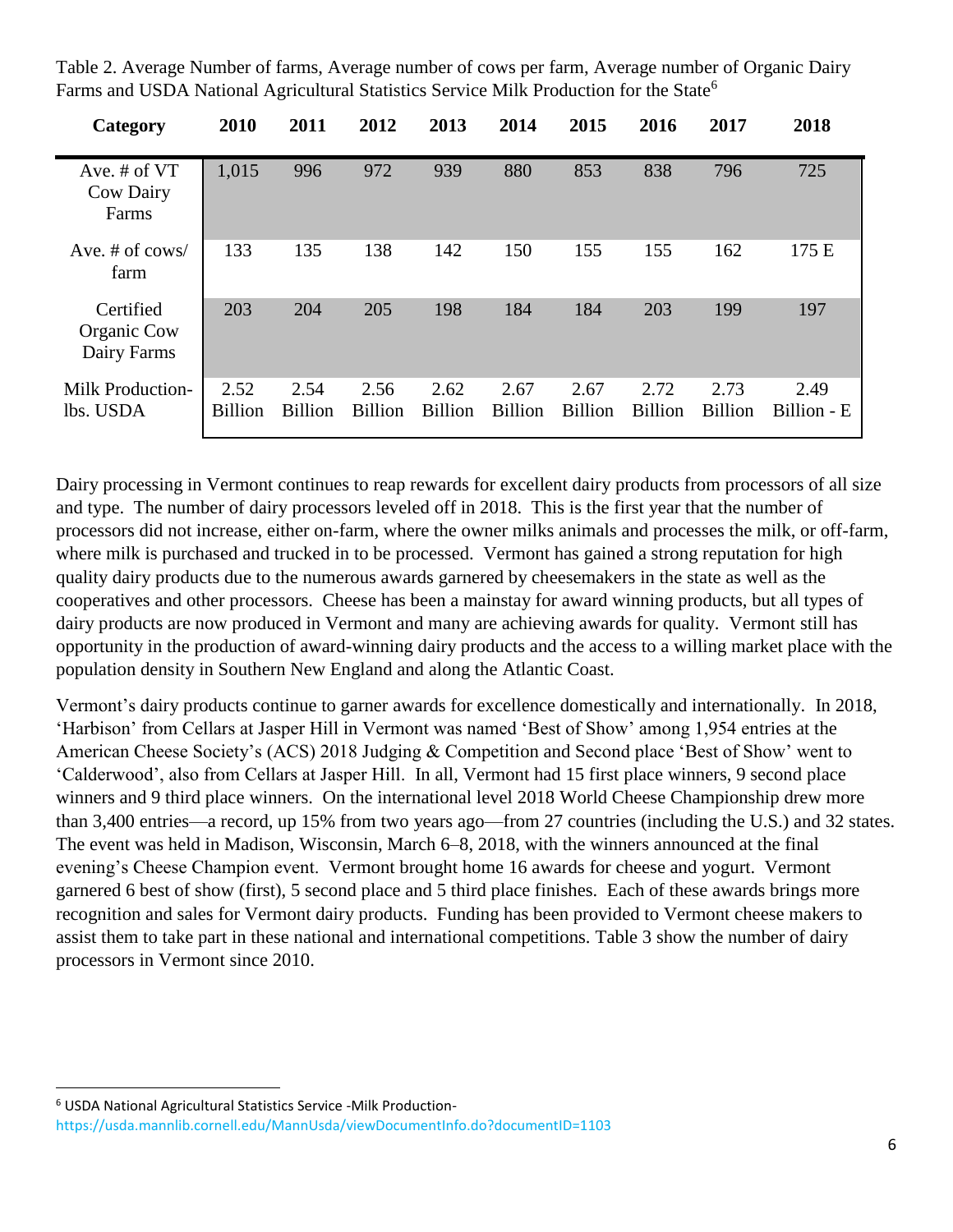Table 2. Average Number of farms, Average number of cows per farm, Average number of Organic Dairy Farms and USDA National Agricultural Statistics Service Milk Production for the State[6]

| Category | 2010 | 2011 | 2012 | 2013 | 2014 | 2015 | 2016 | 2017 | 2018 |
|---|---|---|---|---|---|---|---|---|---|
| Ave. # of VT Cow Dairy Farms | 1,015 | 996 | 972 | 939 | 880 | 853 | 838 | 796 | 725 |
| Ave. # of cows/ farm | 133 | 135 | 138 | 142 | 150 | 155 | 155 | 162 | 175 E |
| Certified Organic Cow Dairy Farms | 203 | 204 | 205 | 198 | 184 | 184 | 203 | 199 | 197 |
| Milk Production- lbs. USDA | 2.52 Billion | 2.54 Billion | 2.56 Billion | 2.62 Billion | 2.67 Billion | 2.67 Billion | 2.72 Billion | 2.73 Billion | 2.49 Billion - E |

Dairy processing in Vermont continues to reap rewards for excellent dairy products from processors of all size and type. The number of dairy processors leveled off in 2018. This is the first year that the number of processors did not increase, either on-farm, where the owner milks animals and processes the milk, or off-farm, where milk is purchased and trucked in to be processed. Vermont has gained a strong reputation for high quality dairy products due to the numerous awards garnered by cheesemakers in the state as well as the cooperatives and other processors. Cheese has been a mainstay for award winning products, but all types of dairy products are now produced in Vermont and many are achieving awards for quality. Vermont still has opportunity in the production of award-winning dairy products and the access to a willing market place with the population density in Southern New England and along the Atlantic Coast.

Vermont's dairy products continue to garner awards for excellence domestically and internationally. In 2018, 'Harbison' from Cellars at Jasper Hill in Vermont was named 'Best of Show' among 1,954 entries at the American Cheese Society's (ACS) 2018 Judging & Competition and Second place 'Best of Show' went to 'Calderwood', also from Cellars at Jasper Hill. In all, Vermont had 15 first place winners, 9 second place winners and 9 third place winners. On the international level 2018 World Cheese Championship drew more than 3,400 entries—a record, up 15% from two years ago—from 27 countries (including the U.S.) and 32 states. The event was held in Madison, Wisconsin, March 6–8, 2018, with the winners announced at the final evening's Cheese Champion event. Vermont brought home 16 awards for cheese and yogurt. Vermont garnered 6 best of show (first), 5 second place and 5 third place finishes. Each of these awards brings more recognition and sales for Vermont dairy products. Funding has been provided to Vermont cheese makers to assist them to take part in these national and international competitions. Table 3 show the number of dairy processors in Vermont since 2010.

[6] USDA National Agricultural Statistics Service -Milk Production- https://usda.mannlib.cornell.edu/MannUsda/viewDocumentInfo.do?documentID=1103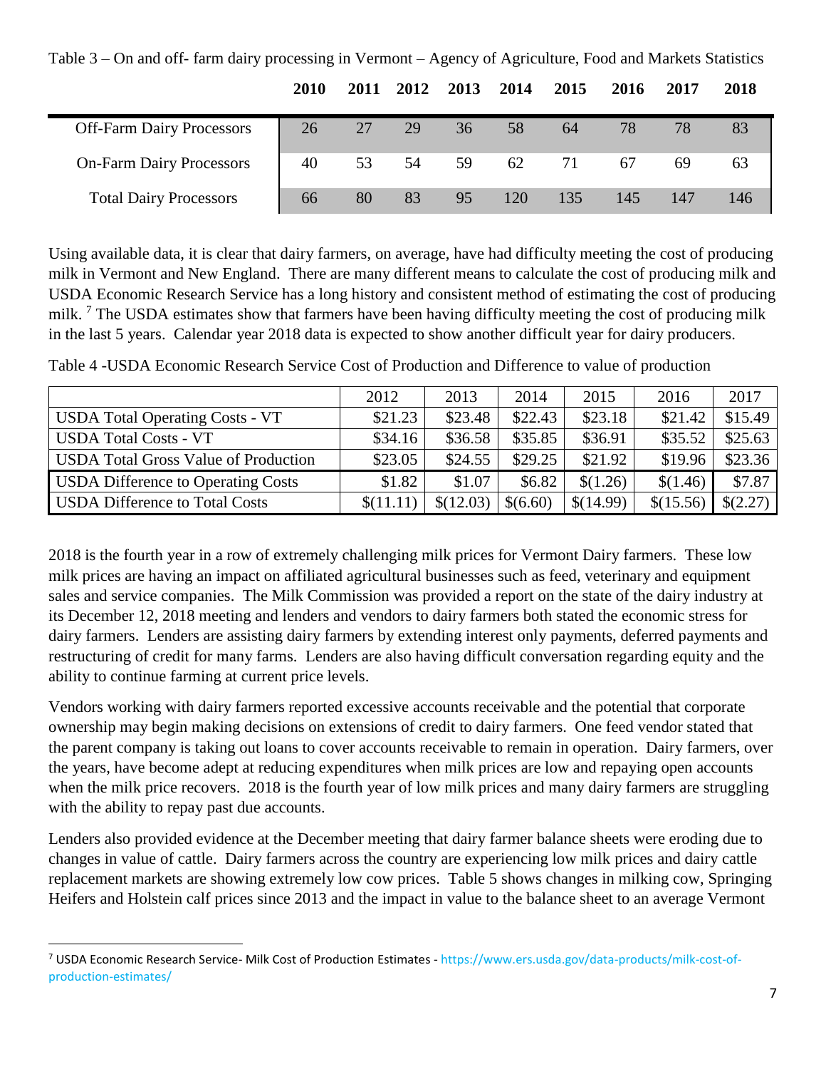Table 3 – On and off- farm dairy processing in Vermont – Agency of Agriculture, Food and Markets Statistics

| | 2010 | 2011 | 2012 | 2013 | 2014 | 2015 | 2016 | 2017 | 2018 |
|---|---|---|---|---|---|---|---|---|---|
| Off-Farm Dairy Processors | 26 | 27 | 29 | 36 | 58 | 64 | 78 | 78 | 83 |
| On-Farm Dairy Processors | 40 | 53 | 54 | 59 | 62 | 71 | 67 | 69 | 63 |
| Total Dairy Processors | 66 | 80 | 83 | 95 | 120 | 135 | 145 | 147 | 146 |

Using available data, it is clear that dairy farmers, on average, have had difficulty meeting the cost of producing milk in Vermont and New England. There are many different means to calculate the cost of producing milk and USDA Economic Research Service has a long history and consistent method of estimating the cost of producing milk. [7] The USDA estimates show that farmers have been having difficulty meeting the cost of producing milk in the last 5 years. Calendar year 2018 data is expected to show another difficult year for dairy producers.

Table 4 -USDA Economic Research Service Cost of Production and Difference to value of production

| | 2012 | 2013 | 2014 | 2015 | 2016 | 2017 |
|---|---|---|---|---|---|---|
| USDA Total Operating Costs - VT | $21.23 | $23.48 | $22.43 | $23.18 | $21.42 | $15.49 |
| USDA Total Costs - VT | $34.16 | $36.58 | $35.85 | $36.91 | $35.52 | $25.63 |
| USDA Total Gross Value of Production | $23.05 | $24.55 | $29.25 | $21.92 | $19.96 | $23.36 |
| USDA Difference to Operating Costs | $1.82 | $1.07 | $6.82 | $(1.26) | $(1.46) | $7.87 |
| USDA Difference to Total Costs | $(11.11) | $(12.03) | $(6.60) | $(14.99) | $(15.56) | $(2.27) |

2018 is the fourth year in a row of extremely challenging milk prices for Vermont Dairy farmers. These low milk prices are having an impact on affiliated agricultural businesses such as feed, veterinary and equipment sales and service companies. The Milk Commission was provided a report on the state of the dairy industry at its December 12, 2018 meeting and lenders and vendors to dairy farmers both stated the economic stress for dairy farmers. Lenders are assisting dairy farmers by extending interest only payments, deferred payments and restructuring of credit for many farms. Lenders are also having difficult conversation regarding equity and the ability to continue farming at current price levels.

Vendors working with dairy farmers reported excessive accounts receivable and the potential that corporate ownership may begin making decisions on extensions of credit to dairy farmers. One feed vendor stated that the parent company is taking out loans to cover accounts receivable to remain in operation. Dairy farmers, over the years, have become adept at reducing expenditures when milk prices are low and repaying open accounts when the milk price recovers. 2018 is the fourth year of low milk prices and many dairy farmers are struggling with the ability to repay past due accounts.

Lenders also provided evidence at the December meeting that dairy farmer balance sheets were eroding due to changes in value of cattle. Dairy farmers across the country are experiencing low milk prices and dairy cattle replacement markets are showing extremely low cow prices. Table 5 shows changes in milking cow, Springing Heifers and Holstein calf prices since 2013 and the impact in value to the balance sheet to an average Vermont

[7] USDA Economic Research Service- Milk Cost of Production Estimates - https://www.ers.usda.gov/data-products/milk-cost-of-production-estimates/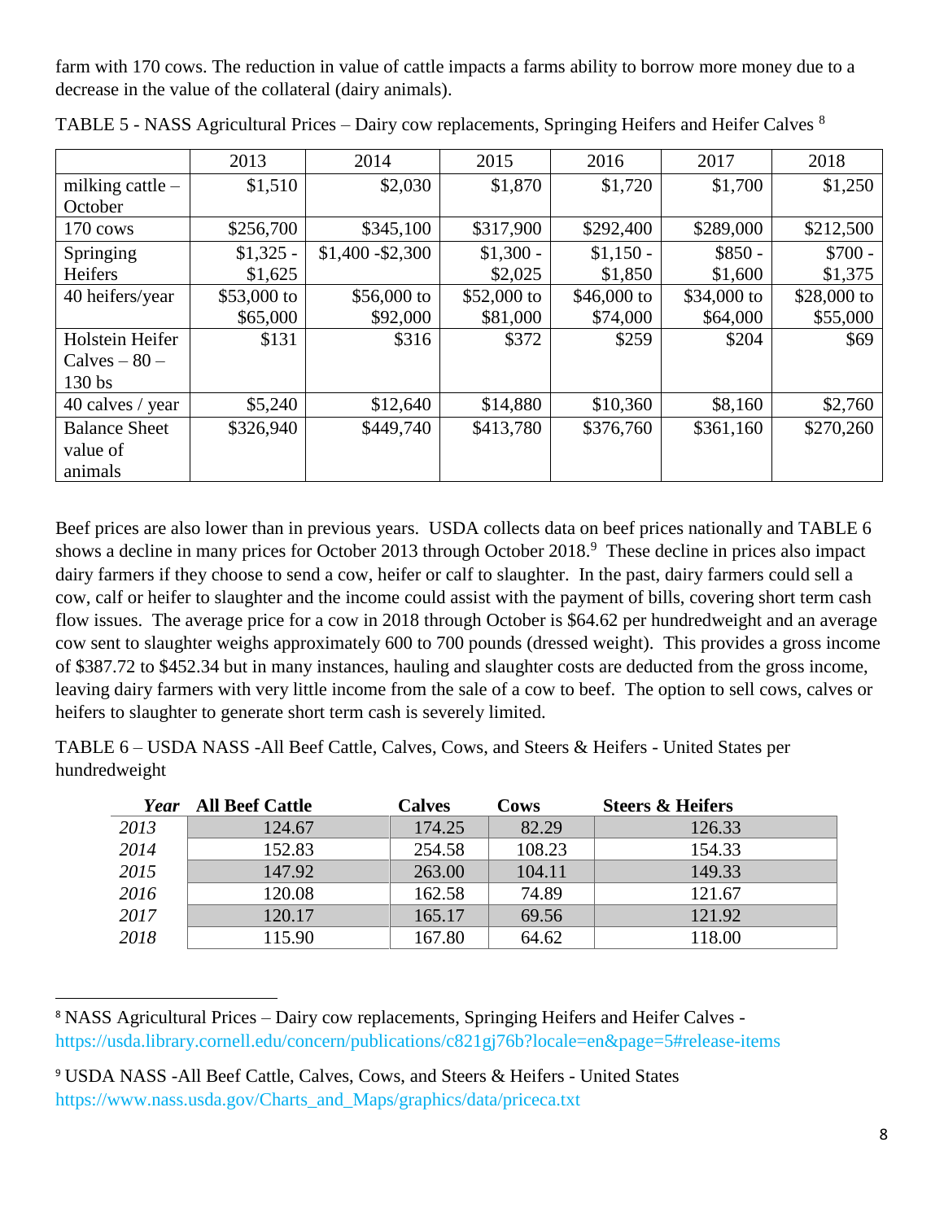farm with 170 cows. The reduction in value of cattle impacts a farms ability to borrow more money due to a decrease in the value of the collateral (dairy animals).

TABLE 5 - NASS Agricultural Prices – Dairy cow replacements, Springing Heifers and Heifer Calves [8]

| | 2013 | 2014 | 2015 | 2016 | 2017 | 2018 |
|---|---|---|---|---|---|---|
| milking cattle – October | $1,510 | $2,030 | $1,870 | $1,720 | $1,700 | $1,250 |
| 170 cows | $256,700 | $345,100 | $317,900 | $292,400 | $289,000 | $212,500 |
| Springing Heifers | $1,325 - $1,625 | $1,400 -$2,300 | $1,300 - $2,025 | $1,150 - $1,850 | $850 - $1,600 | $700 - $1,375 |
| 40 heifers/year | $53,000 to $65,000 | $56,000 to $92,000 | $52,000 to $81,000 | $46,000 to $74,000 | $34,000 to $64,000 | $28,000 to $55,000 |
| Holstein Heifer Calves – 80 – 130 bs | $131 | $316 | $372 | $259 | $204 | $69 |
| 40 calves / year | $5,240 | $12,640 | $14,880 | $10,360 | $8,160 | $2,760 |
| Balance Sheet value of animals | $326,940 | $449,740 | $413,780 | $376,760 | $361,160 | $270,260 |

Beef prices are also lower than in previous years. USDA collects data on beef prices nationally and TABLE 6 shows a decline in many prices for October 2013 through October 2018.[9] These decline in prices also impact dairy farmers if they choose to send a cow, heifer or calf to slaughter. In the past, dairy farmers could sell a cow, calf or heifer to slaughter and the income could assist with the payment of bills, covering short term cash flow issues. The average price for a cow in 2018 through October is $64.62 per hundredweight and an average cow sent to slaughter weighs approximately 600 to 700 pounds (dressed weight). This provides a gross income of $387.72 to $452.34 but in many instances, hauling and slaughter costs are deducted from the gross income, leaving dairy farmers with very little income from the sale of a cow to beef. The option to sell cows, calves or heifers to slaughter to generate short term cash is severely limited.

TABLE 6 – USDA NASS -All Beef Cattle, Calves, Cows, and Steers & Heifers - United States per hundredweight

| ***Year*** | **All Beef Cattle** | **Calves** | **Cows** | **Steers & Heifers** |
|---|---|---|---|---|
| *2013* | 124.67 | 174.25 | 82.29 | 126.33 |
| *2014* | 152.83 | 254.58 | 108.23 | 154.33 |
| *2015* | 147.92 | 263.00 | 104.11 | 149.33 |
| *2016* | 120.08 | 162.58 | 74.89 | 121.67 |
| *2017* | 120.17 | 165.17 | 69.56 | 121.92 |
| *2018* | 115.90 | 167.80 | 64.62 | 118.00 |

---

[8] NASS Agricultural Prices – Dairy cow replacements, Springing Heifers and Heifer Calves - https://usda.library.cornell.edu/concern/publications/c821gj76b?locale=en&page=5#release-items

[9] USDA NASS -All Beef Cattle, Calves, Cows, and Steers & Heifers - United States https://www.nass.usda.gov/Charts_and_Maps/graphics/data/priceca.txt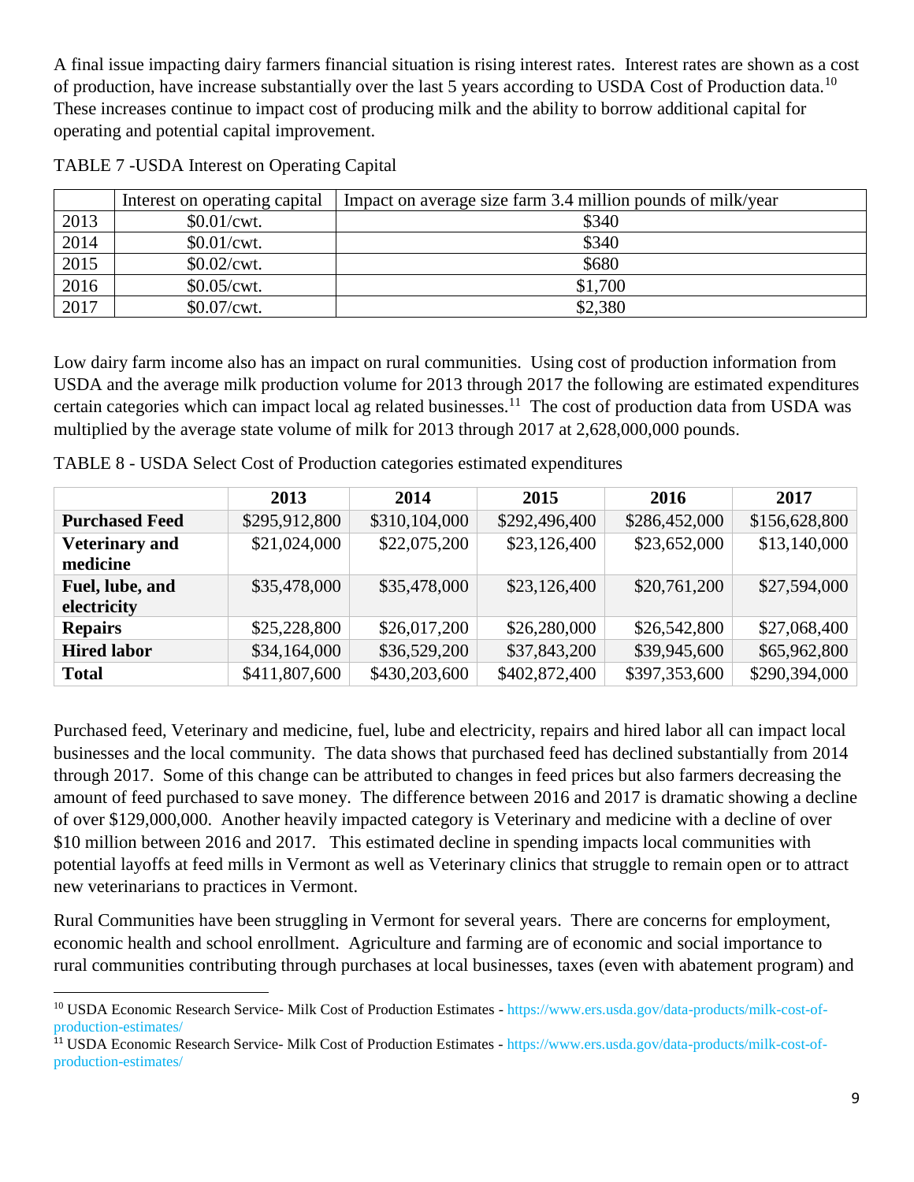A final issue impacting dairy farmers financial situation is rising interest rates. Interest rates are shown as a cost of production, have increase substantially over the last 5 years according to USDA Cost of Production data.[10] These increases continue to impact cost of producing milk and the ability to borrow additional capital for operating and potential capital improvement.

TABLE 7 -USDA Interest on Operating Capital

| | Interest on operating capital | Impact on average size farm 3.4 million pounds of milk/year |
|---|---|---|
| 2013 | $0.01/cwt. | $340 |
| 2014 | $0.01/cwt. | $340 |
| 2015 | $0.02/cwt. | $680 |
| 2016 | $0.05/cwt. | $1,700 |
| 2017 | $0.07/cwt. | $2,380 |

Low dairy farm income also has an impact on rural communities. Using cost of production information from USDA and the average milk production volume for 2013 through 2017 the following are estimated expenditures certain categories which can impact local ag related businesses.[11] The cost of production data from USDA was multiplied by the average state volume of milk for 2013 through 2017 at 2,628,000,000 pounds.

TABLE 8 - USDA Select Cost of Production categories estimated expenditures

| | 2013 | 2014 | 2015 | 2016 | 2017 |
|---|---|---|---|---|---|
| **Purchased Feed** | $295,912,800 | $310,104,000 | $292,496,400 | $286,452,000 | $156,628,800 |
| **Veterinary and medicine** | $21,024,000 | $22,075,200 | $23,126,400 | $23,652,000 | $13,140,000 |
| **Fuel, lube, and electricity** | $35,478,000 | $35,478,000 | $23,126,400 | $20,761,200 | $27,594,000 |
| **Repairs** | $25,228,800 | $26,017,200 | $26,280,000 | $26,542,800 | $27,068,400 |
| **Hired labor** | $34,164,000 | $36,529,200 | $37,843,200 | $39,945,600 | $65,962,800 |
| **Total** | $411,807,600 | $430,203,600 | $402,872,400 | $397,353,600 | $290,394,000 |

Purchased feed, Veterinary and medicine, fuel, lube and electricity, repairs and hired labor all can impact local businesses and the local community. The data shows that purchased feed has declined substantially from 2014 through 2017. Some of this change can be attributed to changes in feed prices but also farmers decreasing the amount of feed purchased to save money. The difference between 2016 and 2017 is dramatic showing a decline of over $129,000,000. Another heavily impacted category is Veterinary and medicine with a decline of over $10 million between 2016 and 2017. This estimated decline in spending impacts local communities with potential layoffs at feed mills in Vermont as well as Veterinary clinics that struggle to remain open or to attract new veterinarians to practices in Vermont.

Rural Communities have been struggling in Vermont for several years. There are concerns for employment, economic health and school enrollment. Agriculture and farming are of economic and social importance to rural communities contributing through purchases at local businesses, taxes (even with abatement program) and

[10] USDA Economic Research Service- Milk Cost of Production Estimates - https://www.ers.usda.gov/data-products/milk-cost-of-production-estimates/

[11] USDA Economic Research Service- Milk Cost of Production Estimates - https://www.ers.usda.gov/data-products/milk-cost-of-production-estimates/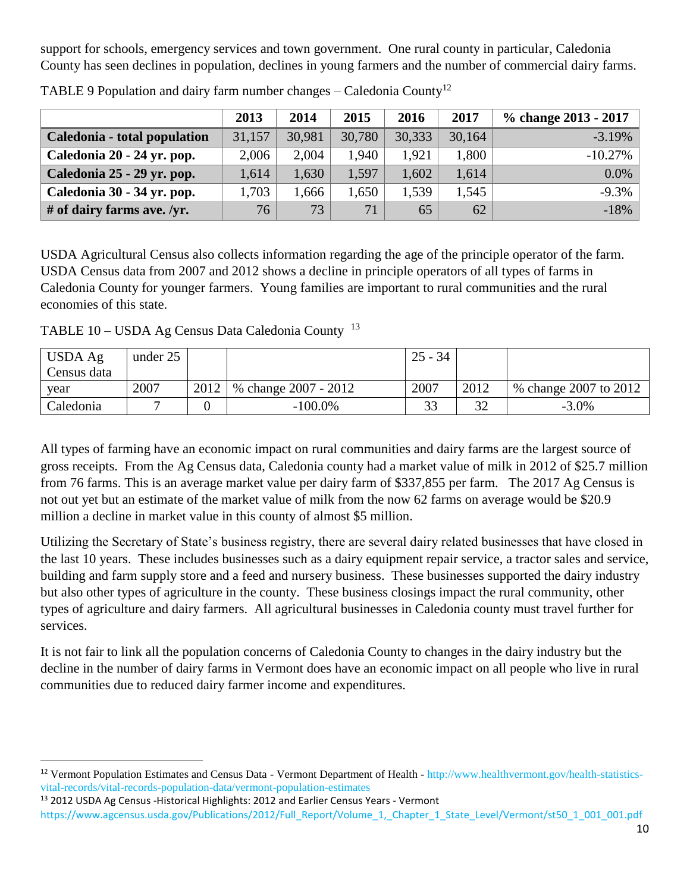support for schools, emergency services and town government. One rural county in particular, Caledonia County has seen declines in population, declines in young farmers and the number of commercial dairy farms.

TABLE 9 Population and dairy farm number changes – Caledonia County[12]

| | 2013 | 2014 | 2015 | 2016 | 2017 | % change 2013 - 2017 |
|---|---|---|---|---|---|---|
| **Caledonia - total population** | 31,157 | 30,981 | 30,780 | 30,333 | 30,164 | -3.19% |
| **Caledonia 20 - 24 yr. pop.** | 2,006 | 2,004 | 1,940 | 1,921 | 1,800 | -10.27% |
| **Caledonia 25 - 29 yr. pop.** | 1,614 | 1,630 | 1,597 | 1,602 | 1,614 | 0.0% |
| **Caledonia 30 - 34 yr. pop.** | 1,703 | 1,666 | 1,650 | 1,539 | 1,545 | -9.3% |
| **# of dairy farms ave. /yr.** | 76 | 73 | 71 | 65 | 62 | -18% |

USDA Agricultural Census also collects information regarding the age of the principle operator of the farm. USDA Census data from 2007 and 2012 shows a decline in principle operators of all types of farms in Caledonia County for younger farmers. Young families are important to rural communities and the rural economies of this state.

TABLE 10 – USDA Ag Census Data Caledonia County [13]

| USDA Ag Census data | under 25 | | | 25 - 34 | | |
|---|---|---|---|---|---|---|
| year | 2007 | 2012 | % change 2007 - 2012 | 2007 | 2012 | % change 2007 to 2012 |
| Caledonia | 7 | 0 | -100.0% | 33 | 32 | -3.0% |

All types of farming have an economic impact on rural communities and dairy farms are the largest source of gross receipts. From the Ag Census data, Caledonia county had a market value of milk in 2012 of $25.7 million from 76 farms. This is an average market value per dairy farm of $337,855 per farm. The 2017 Ag Census is not out yet but an estimate of the market value of milk from the now 62 farms on average would be $20.9 million a decline in market value in this county of almost $5 million.

Utilizing the Secretary of State's business registry, there are several dairy related businesses that have closed in the last 10 years. These includes businesses such as a dairy equipment repair service, a tractor sales and service, building and farm supply store and a feed and nursery business. These businesses supported the dairy industry but also other types of agriculture in the county. These business closings impact the rural community, other types of agriculture and dairy farmers. All agricultural businesses in Caledonia county must travel further for services.

It is not fair to link all the population concerns of Caledonia County to changes in the dairy industry but the decline in the number of dairy farms in Vermont does have an economic impact on all people who live in rural communities due to reduced dairy farmer income and expenditures.

---

[12] Vermont Population Estimates and Census Data - Vermont Department of Health - http://www.healthvermont.gov/health-statistics-vital-records/vital-records-population-data/vermont-population-estimates

[13] 2012 USDA Ag Census -Historical Highlights: 2012 and Earlier Census Years - Vermont https://www.agcensus.usda.gov/Publications/2012/Full_Report/Volume_1,_Chapter_1_State_Level/Vermont/st50_1_001_001.pdf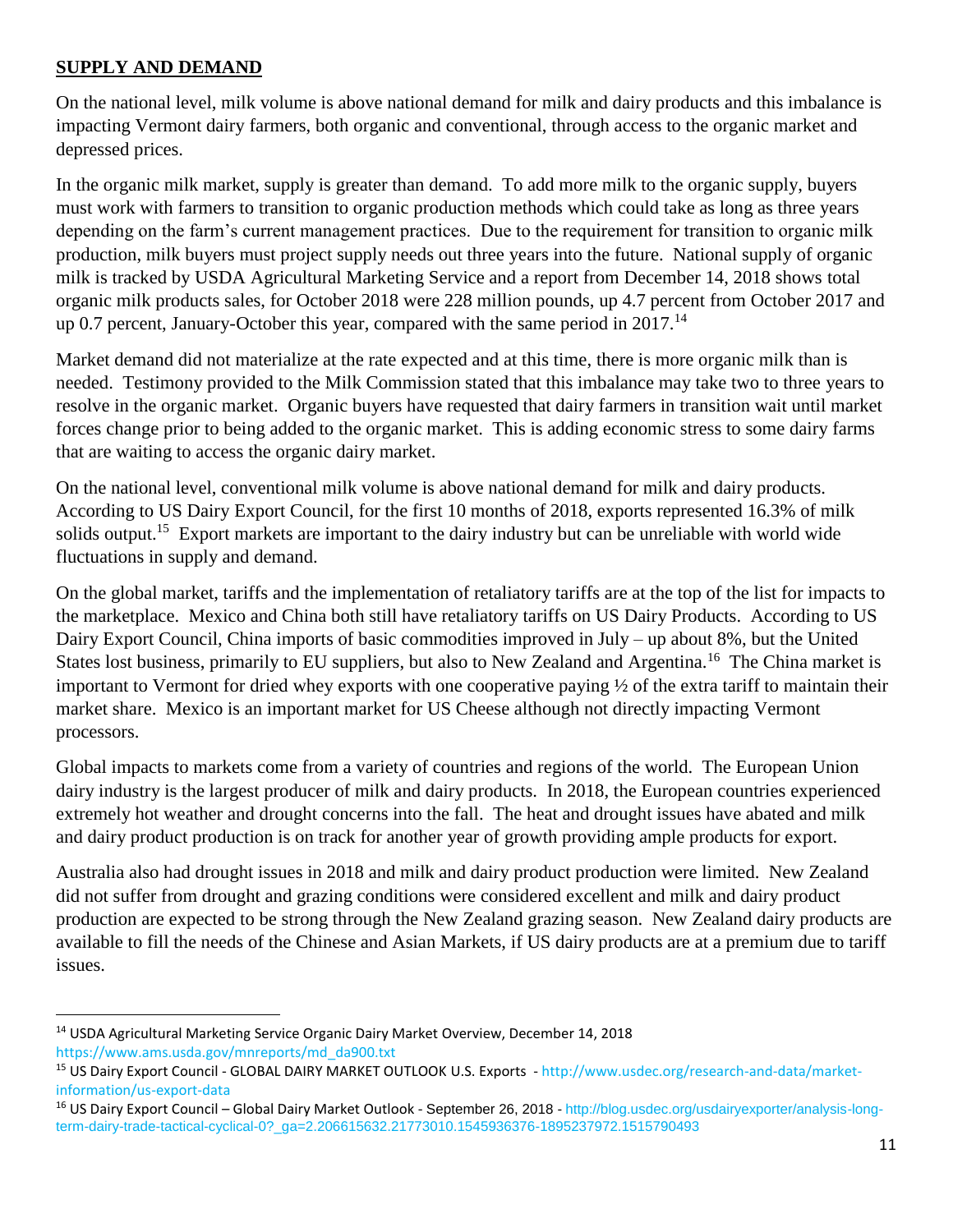## SUPPLY AND DEMAND

On the national level, milk volume is above national demand for milk and dairy products and this imbalance is impacting Vermont dairy farmers, both organic and conventional, through access to the organic market and depressed prices.

In the organic milk market, supply is greater than demand. To add more milk to the organic supply, buyers must work with farmers to transition to organic production methods which could take as long as three years depending on the farm's current management practices. Due to the requirement for transition to organic milk production, milk buyers must project supply needs out three years into the future. National supply of organic milk is tracked by USDA Agricultural Marketing Service and a report from December 14, 2018 shows total organic milk products sales, for October 2018 were 228 million pounds, up 4.7 percent from October 2017 and up 0.7 percent, January-October this year, compared with the same period in 2017.[14]

Market demand did not materialize at the rate expected and at this time, there is more organic milk than is needed. Testimony provided to the Milk Commission stated that this imbalance may take two to three years to resolve in the organic market. Organic buyers have requested that dairy farmers in transition wait until market forces change prior to being added to the organic market. This is adding economic stress to some dairy farms that are waiting to access the organic dairy market.

On the national level, conventional milk volume is above national demand for milk and dairy products. According to US Dairy Export Council, for the first 10 months of 2018, exports represented 16.3% of milk solids output.[15] Export markets are important to the dairy industry but can be unreliable with world wide fluctuations in supply and demand.

On the global market, tariffs and the implementation of retaliatory tariffs are at the top of the list for impacts to the marketplace. Mexico and China both still have retaliatory tariffs on US Dairy Products. According to US Dairy Export Council, China imports of basic commodities improved in July – up about 8%, but the United States lost business, primarily to EU suppliers, but also to New Zealand and Argentina.[16] The China market is important to Vermont for dried whey exports with one cooperative paying ½ of the extra tariff to maintain their market share. Mexico is an important market for US Cheese although not directly impacting Vermont processors.

Global impacts to markets come from a variety of countries and regions of the world. The European Union dairy industry is the largest producer of milk and dairy products. In 2018, the European countries experienced extremely hot weather and drought concerns into the fall. The heat and drought issues have abated and milk and dairy product production is on track for another year of growth providing ample products for export.

Australia also had drought issues in 2018 and milk and dairy product production were limited. New Zealand did not suffer from drought and grazing conditions were considered excellent and milk and dairy product production are expected to be strong through the New Zealand grazing season. New Zealand dairy products are available to fill the needs of the Chinese and Asian Markets, if US dairy products are at a premium due to tariff issues.

---

[14] USDA Agricultural Marketing Service Organic Dairy Market Overview, December 14, 2018 https://www.ams.usda.gov/mnreports/md_da900.txt

[15] US Dairy Export Council - GLOBAL DAIRY MARKET OUTLOOK U.S. Exports - http://www.usdec.org/research-and-data/market-information/us-export-data

[16] US Dairy Export Council – Global Dairy Market Outlook - September 26, 2018 - http://blog.usdec.org/usdairyexporter/analysis-long-term-dairy-trade-tactical-cyclical-0?_ga=2.206615632.21773010.1545936376-1895237972.1515790493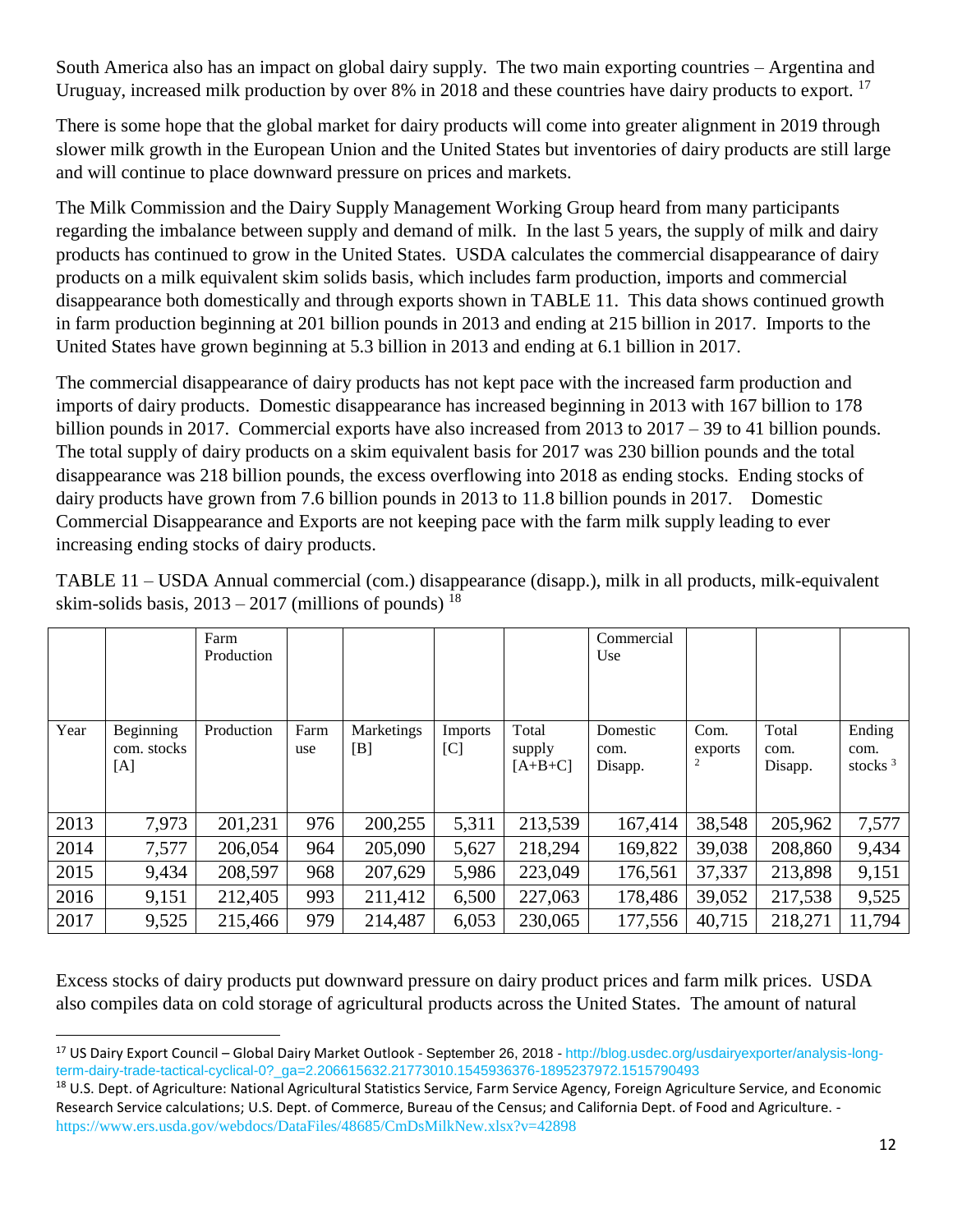South America also has an impact on global dairy supply. The two main exporting countries – Argentina and Uruguay, increased milk production by over 8% in 2018 and these countries have dairy products to export. [17]

There is some hope that the global market for dairy products will come into greater alignment in 2019 through slower milk growth in the European Union and the United States but inventories of dairy products are still large and will continue to place downward pressure on prices and markets.

The Milk Commission and the Dairy Supply Management Working Group heard from many participants regarding the imbalance between supply and demand of milk. In the last 5 years, the supply of milk and dairy products has continued to grow in the United States. USDA calculates the commercial disappearance of dairy products on a milk equivalent skim solids basis, which includes farm production, imports and commercial disappearance both domestically and through exports shown in TABLE 11. This data shows continued growth in farm production beginning at 201 billion pounds in 2013 and ending at 215 billion in 2017. Imports to the United States have grown beginning at 5.3 billion in 2013 and ending at 6.1 billion in 2017.

The commercial disappearance of dairy products has not kept pace with the increased farm production and imports of dairy products. Domestic disappearance has increased beginning in 2013 with 167 billion to 178 billion pounds in 2017. Commercial exports have also increased from 2013 to 2017 – 39 to 41 billion pounds. The total supply of dairy products on a skim equivalent basis for 2017 was 230 billion pounds and the total disappearance was 218 billion pounds, the excess overflowing into 2018 as ending stocks. Ending stocks of dairy products have grown from 7.6 billion pounds in 2013 to 11.8 billion pounds in 2017. Domestic Commercial Disappearance and Exports are not keeping pace with the farm milk supply leading to ever increasing ending stocks of dairy products.

TABLE 11 – USDA Annual commercial (com.) disappearance (disapp.), milk in all products, milk-equivalent skim-solids basis, 2013 – 2017 (millions of pounds) [18]

| | | Farm Production | | | | | Commercial Use | | | |
|---|---|---|---|---|---|---|---|---|---|---|
| Year | Beginning com. stocks [A] | Production | Farm use | Marketings [B] | Imports [C] | Total supply [A+B+C] | Domestic com. Disapp. | Com. exports [2] | Total com. Disapp. | Ending com. stocks [3] |
| 2013 | 7,973 | 201,231 | 976 | 200,255 | 5,311 | 213,539 | 167,414 | 38,548 | 205,962 | 7,577 |
| 2014 | 7,577 | 206,054 | 964 | 205,090 | 5,627 | 218,294 | 169,822 | 39,038 | 208,860 | 9,434 |
| 2015 | 9,434 | 208,597 | 968 | 207,629 | 5,986 | 223,049 | 176,561 | 37,337 | 213,898 | 9,151 |
| 2016 | 9,151 | 212,405 | 993 | 211,412 | 6,500 | 227,063 | 178,486 | 39,052 | 217,538 | 9,525 |
| 2017 | 9,525 | 215,466 | 979 | 214,487 | 6,053 | 230,065 | 177,556 | 40,715 | 218,271 | 11,794 |

Excess stocks of dairy products put downward pressure on dairy product prices and farm milk prices. USDA also compiles data on cold storage of agricultural products across the United States. The amount of natural

[17] US Dairy Export Council – Global Dairy Market Outlook - September 26, 2018 - http://blog.usdec.org/usdairyexporter/analysis-long-term-dairy-trade-tactical-cyclical-0?_ga=2.206615632.21773010.1545936376-1895237972.1515790493

[18] U.S. Dept. of Agriculture: National Agricultural Statistics Service, Farm Service Agency, Foreign Agriculture Service, and Economic Research Service calculations; U.S. Dept. of Commerce, Bureau of the Census; and California Dept. of Food and Agriculture. - https://www.ers.usda.gov/webdocs/DataFiles/48685/CmDsMilkNew.xlsx?v=42898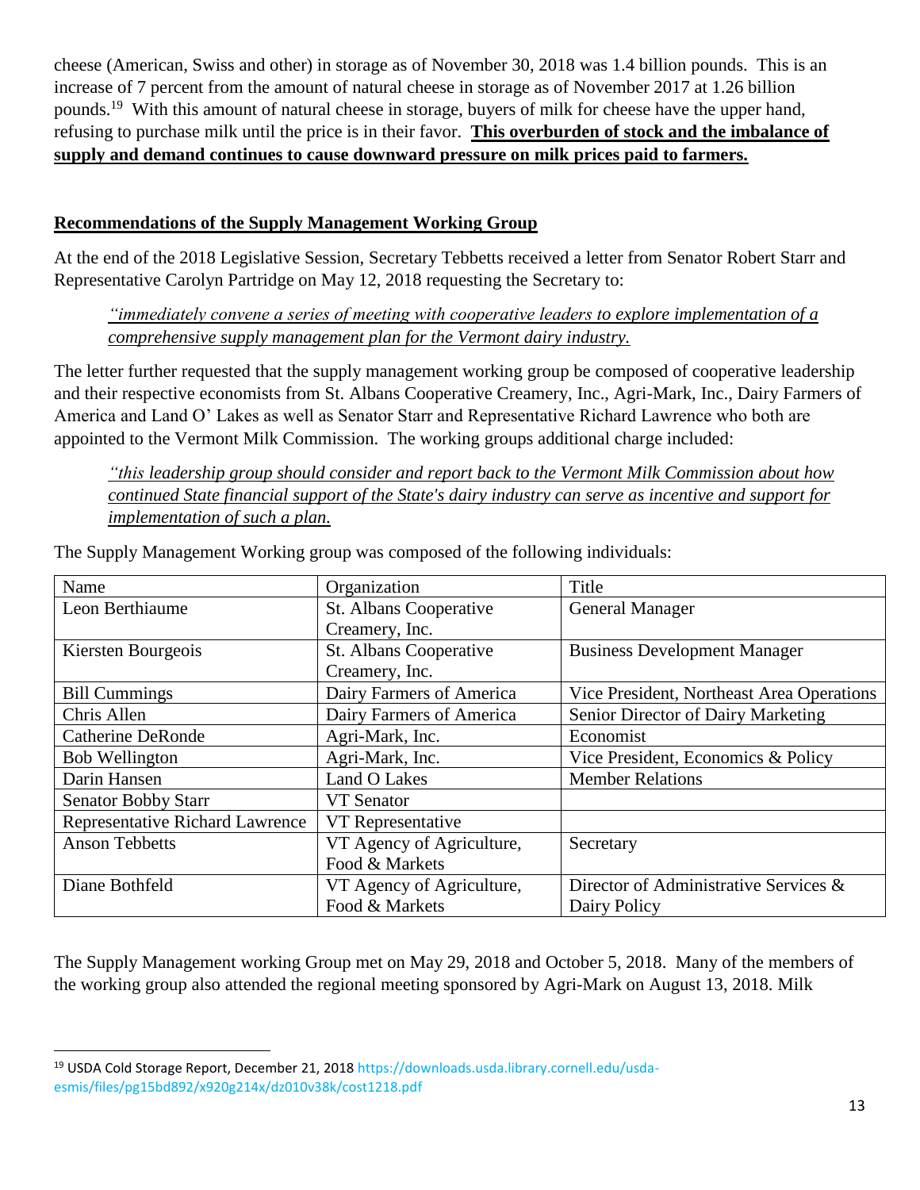cheese (American, Swiss and other) in storage as of November 30, 2018 was 1.4 billion pounds. This is an increase of 7 percent from the amount of natural cheese in storage as of November 2017 at 1.26 billion pounds.[19] With this amount of natural cheese in storage, buyers of milk for cheese have the upper hand, refusing to purchase milk until the price is in their favor. **This overburden of stock and the imbalance of supply and demand continues to cause downward pressure on milk prices paid to farmers.**

## Recommendations of the Supply Management Working Group

At the end of the 2018 Legislative Session, Secretary Tebbetts received a letter from Senator Robert Starr and Representative Carolyn Partridge on May 12, 2018 requesting the Secretary to:

> *"immediately convene a series of meeting with cooperative leaders to explore implementation of a comprehensive supply management plan for the Vermont dairy industry.*

The letter further requested that the supply management working group be composed of cooperative leadership and their respective economists from St. Albans Cooperative Creamery, Inc., Agri-Mark, Inc., Dairy Farmers of America and Land O' Lakes as well as Senator Starr and Representative Richard Lawrence who both are appointed to the Vermont Milk Commission. The working groups additional charge included:

> *"this leadership group should consider and report back to the Vermont Milk Commission about how continued State financial support of the State's dairy industry can serve as incentive and support for implementation of such a plan.*

The Supply Management Working group was composed of the following individuals:

| Name | Organization | Title |
|---|---|---|
| Leon Berthiaume | St. Albans Cooperative Creamery, Inc. | General Manager |
| Kiersten Bourgeois | St. Albans Cooperative Creamery, Inc. | Business Development Manager |
| Bill Cummings | Dairy Farmers of America | Vice President, Northeast Area Operations |
| Chris Allen | Dairy Farmers of America | Senior Director of Dairy Marketing |
| Catherine DeRonde | Agri-Mark, Inc. | Economist |
| Bob Wellington | Agri-Mark, Inc. | Vice President, Economics & Policy |
| Darin Hansen | Land O Lakes | Member Relations |
| Senator Bobby Starr | VT Senator | |
| Representative Richard Lawrence | VT Representative | |
| Anson Tebbetts | VT Agency of Agriculture, Food & Markets | Secretary |
| Diane Bothfeld | VT Agency of Agriculture, Food & Markets | Director of Administrative Services & Dairy Policy |

The Supply Management working Group met on May 29, 2018 and October 5, 2018. Many of the members of the working group also attended the regional meeting sponsored by Agri-Mark on August 13, 2018. Milk

[19] USDA Cold Storage Report, December 21, 2018 https://downloads.usda.library.cornell.edu/usda-esmis/files/pg15bd892/x920g214x/dz010v38k/cost1218.pdf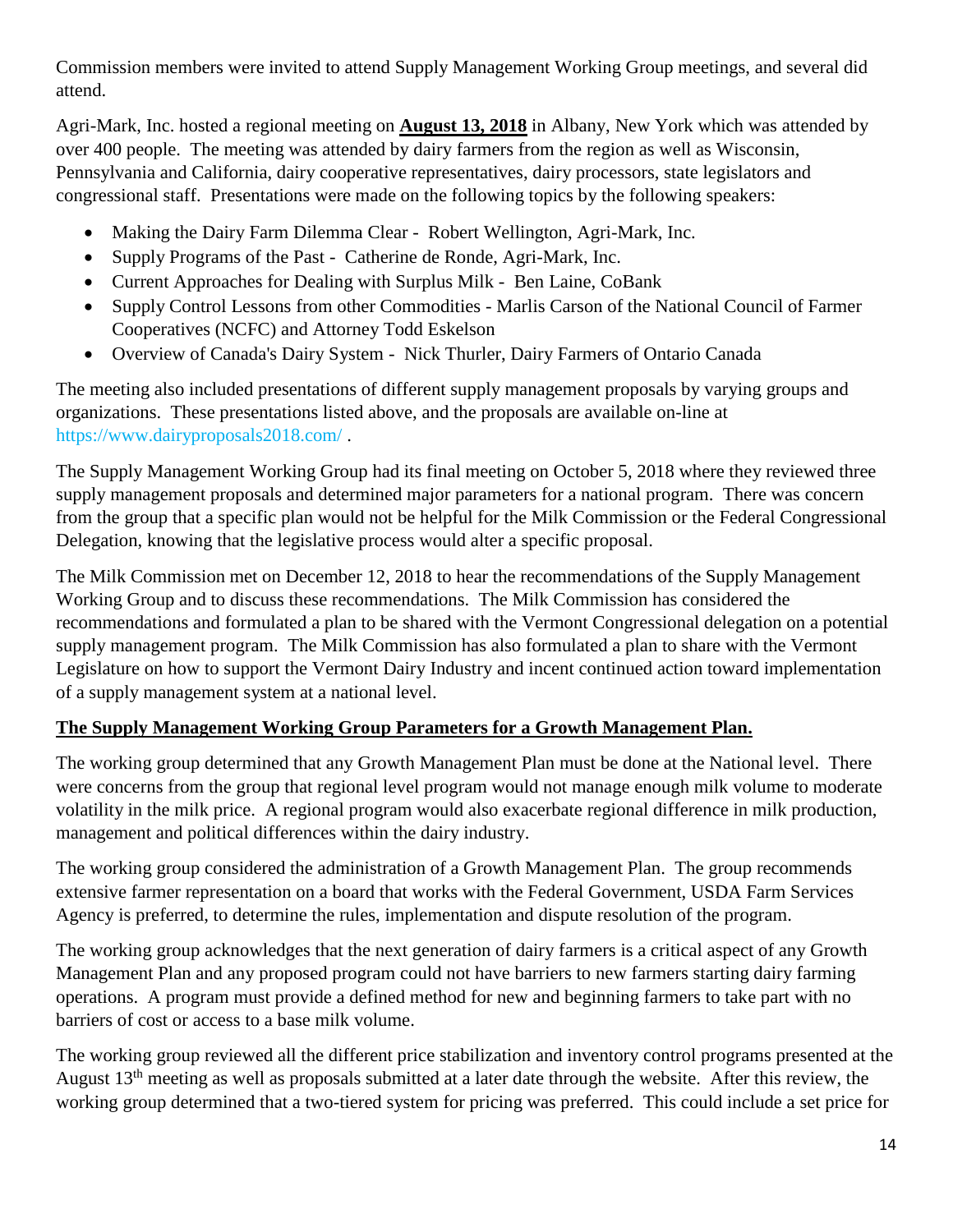Commission members were invited to attend Supply Management Working Group meetings, and several did attend.

Agri-Mark, Inc. hosted a regional meeting on **August 13, 2018** in Albany, New York which was attended by over 400 people. The meeting was attended by dairy farmers from the region as well as Wisconsin, Pennsylvania and California, dairy cooperative representatives, dairy processors, state legislators and congressional staff. Presentations were made on the following topics by the following speakers:

- Making the Dairy Farm Dilemma Clear - Robert Wellington, Agri-Mark, Inc.
- Supply Programs of the Past - Catherine de Ronde, Agri-Mark, Inc.
- Current Approaches for Dealing with Surplus Milk - Ben Laine, CoBank
- Supply Control Lessons from other Commodities - Marlis Carson of the National Council of Farmer Cooperatives (NCFC) and Attorney Todd Eskelson
- Overview of Canada's Dairy System - Nick Thurler, Dairy Farmers of Ontario Canada

The meeting also included presentations of different supply management proposals by varying groups and organizations. These presentations listed above, and the proposals are available on-line at https://www.dairyproposals2018.com/ .

The Supply Management Working Group had its final meeting on October 5, 2018 where they reviewed three supply management proposals and determined major parameters for a national program. There was concern from the group that a specific plan would not be helpful for the Milk Commission or the Federal Congressional Delegation, knowing that the legislative process would alter a specific proposal.

The Milk Commission met on December 12, 2018 to hear the recommendations of the Supply Management Working Group and to discuss these recommendations. The Milk Commission has considered the recommendations and formulated a plan to be shared with the Vermont Congressional delegation on a potential supply management program. The Milk Commission has also formulated a plan to share with the Vermont Legislature on how to support the Vermont Dairy Industry and incent continued action toward implementation of a supply management system at a national level.

**The Supply Management Working Group Parameters for a Growth Management Plan.**

The working group determined that any Growth Management Plan must be done at the National level. There were concerns from the group that regional level program would not manage enough milk volume to moderate volatility in the milk price. A regional program would also exacerbate regional difference in milk production, management and political differences within the dairy industry.

The working group considered the administration of a Growth Management Plan. The group recommends extensive farmer representation on a board that works with the Federal Government, USDA Farm Services Agency is preferred, to determine the rules, implementation and dispute resolution of the program.

The working group acknowledges that the next generation of dairy farmers is a critical aspect of any Growth Management Plan and any proposed program could not have barriers to new farmers starting dairy farming operations. A program must provide a defined method for new and beginning farmers to take part with no barriers of cost or access to a base milk volume.

The working group reviewed all the different price stabilization and inventory control programs presented at the August 13th meeting as well as proposals submitted at a later date through the website. After this review, the working group determined that a two-tiered system for pricing was preferred. This could include a set price for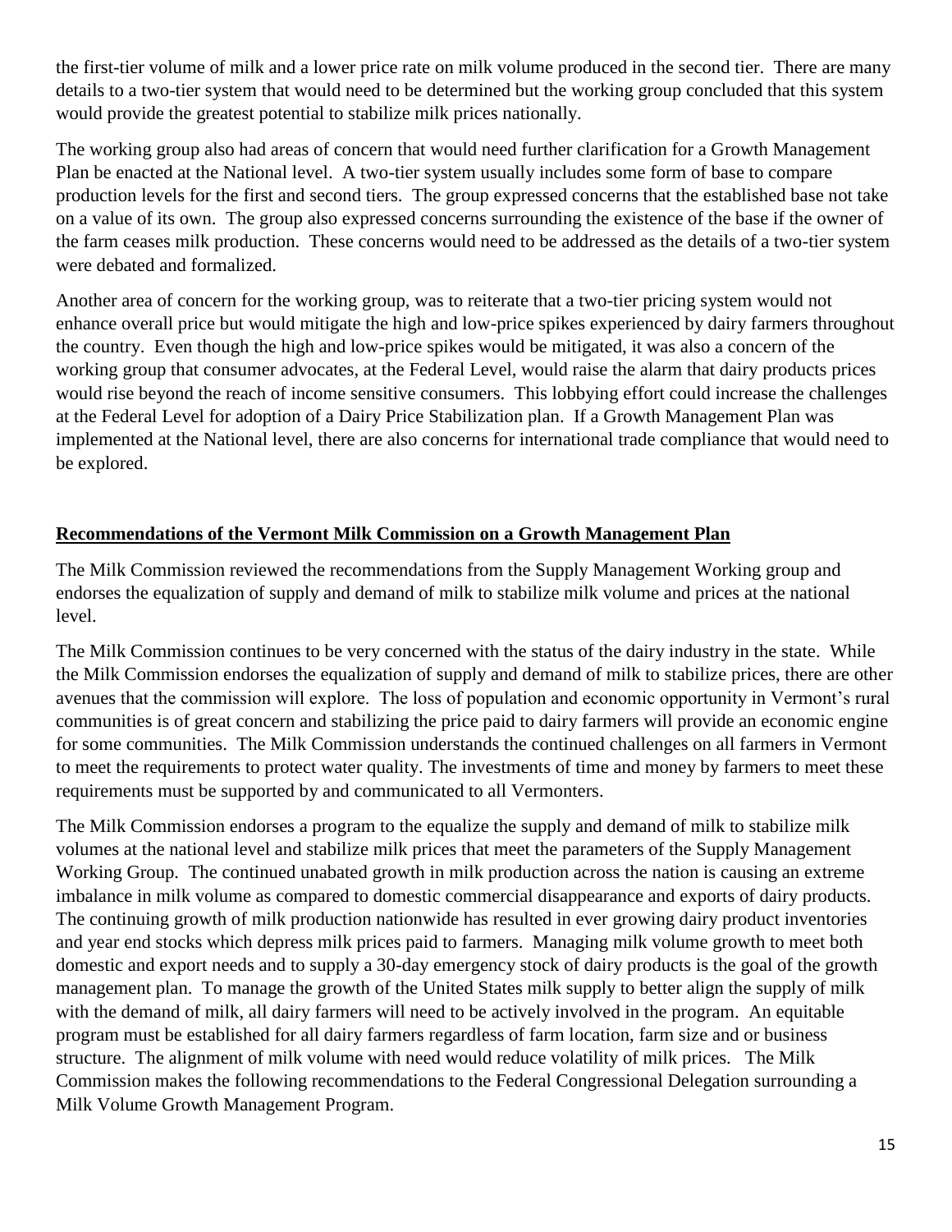the first-tier volume of milk and a lower price rate on milk volume produced in the second tier. There are many details to a two-tier system that would need to be determined but the working group concluded that this system would provide the greatest potential to stabilize milk prices nationally.

The working group also had areas of concern that would need further clarification for a Growth Management Plan be enacted at the National level. A two-tier system usually includes some form of base to compare production levels for the first and second tiers. The group expressed concerns that the established base not take on a value of its own. The group also expressed concerns surrounding the existence of the base if the owner of the farm ceases milk production. These concerns would need to be addressed as the details of a two-tier system were debated and formalized.

Another area of concern for the working group, was to reiterate that a two-tier pricing system would not enhance overall price but would mitigate the high and low-price spikes experienced by dairy farmers throughout the country. Even though the high and low-price spikes would be mitigated, it was also a concern of the working group that consumer advocates, at the Federal Level, would raise the alarm that dairy products prices would rise beyond the reach of income sensitive consumers. This lobbying effort could increase the challenges at the Federal Level for adoption of a Dairy Price Stabilization plan. If a Growth Management Plan was implemented at the National level, there are also concerns for international trade compliance that would need to be explored.

## Recommendations of the Vermont Milk Commission on a Growth Management Plan

The Milk Commission reviewed the recommendations from the Supply Management Working group and endorses the equalization of supply and demand of milk to stabilize milk volume and prices at the national level.

The Milk Commission continues to be very concerned with the status of the dairy industry in the state. While the Milk Commission endorses the equalization of supply and demand of milk to stabilize prices, there are other avenues that the commission will explore. The loss of population and economic opportunity in Vermont's rural communities is of great concern and stabilizing the price paid to dairy farmers will provide an economic engine for some communities. The Milk Commission understands the continued challenges on all farmers in Vermont to meet the requirements to protect water quality. The investments of time and money by farmers to meet these requirements must be supported by and communicated to all Vermonters.

The Milk Commission endorses a program to the equalize the supply and demand of milk to stabilize milk volumes at the national level and stabilize milk prices that meet the parameters of the Supply Management Working Group. The continued unabated growth in milk production across the nation is causing an extreme imbalance in milk volume as compared to domestic commercial disappearance and exports of dairy products. The continuing growth of milk production nationwide has resulted in ever growing dairy product inventories and year end stocks which depress milk prices paid to farmers. Managing milk volume growth to meet both domestic and export needs and to supply a 30-day emergency stock of dairy products is the goal of the growth management plan. To manage the growth of the United States milk supply to better align the supply of milk with the demand of milk, all dairy farmers will need to be actively involved in the program. An equitable program must be established for all dairy farmers regardless of farm location, farm size and or business structure. The alignment of milk volume with need would reduce volatility of milk prices. The Milk Commission makes the following recommendations to the Federal Congressional Delegation surrounding a Milk Volume Growth Management Program.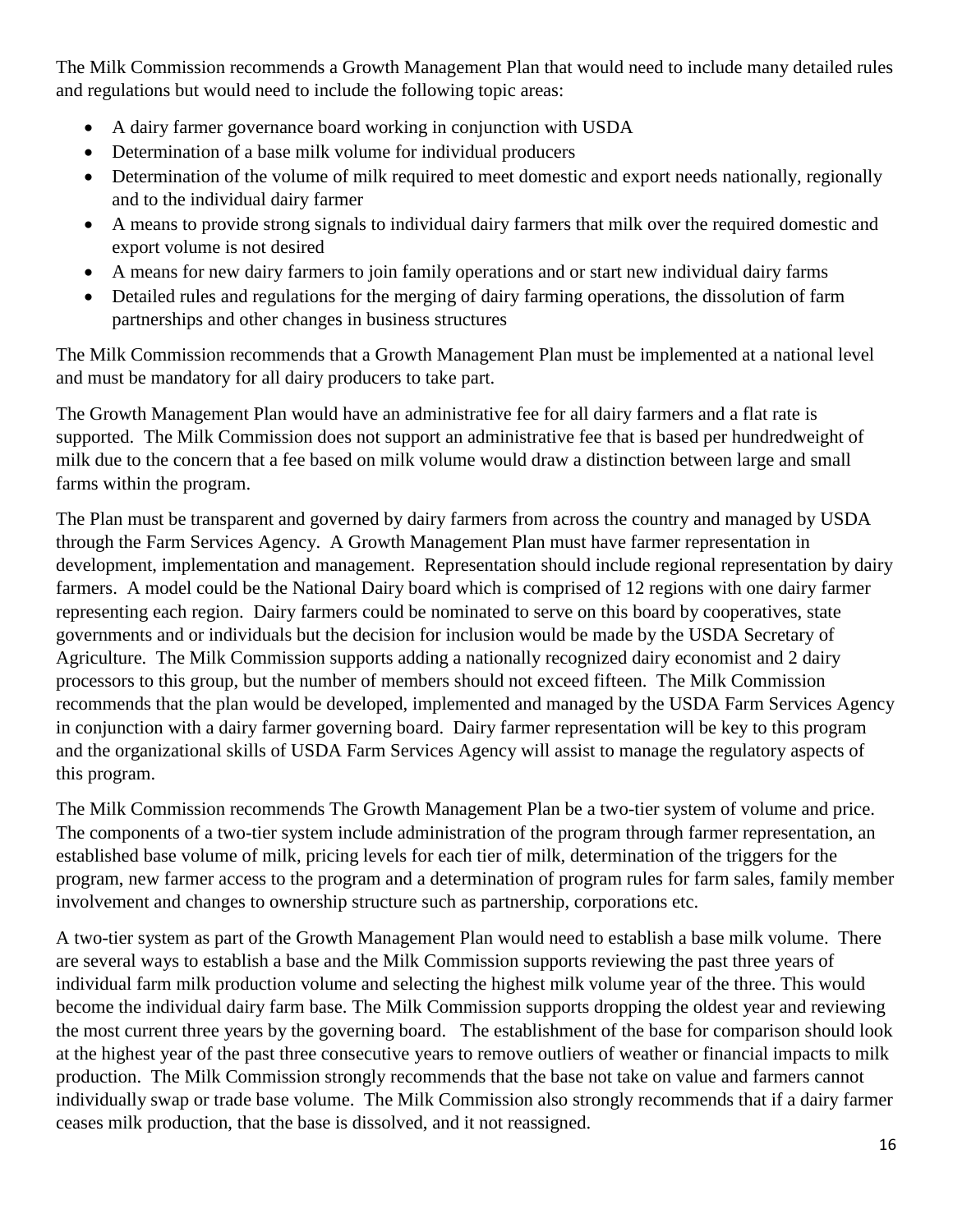The Milk Commission recommends a Growth Management Plan that would need to include many detailed rules and regulations but would need to include the following topic areas:

- A dairy farmer governance board working in conjunction with USDA
- Determination of a base milk volume for individual producers
- Determination of the volume of milk required to meet domestic and export needs nationally, regionally and to the individual dairy farmer
- A means to provide strong signals to individual dairy farmers that milk over the required domestic and export volume is not desired
- A means for new dairy farmers to join family operations and or start new individual dairy farms
- Detailed rules and regulations for the merging of dairy farming operations, the dissolution of farm partnerships and other changes in business structures

The Milk Commission recommends that a Growth Management Plan must be implemented at a national level and must be mandatory for all dairy producers to take part.

The Growth Management Plan would have an administrative fee for all dairy farmers and a flat rate is supported. The Milk Commission does not support an administrative fee that is based per hundredweight of milk due to the concern that a fee based on milk volume would draw a distinction between large and small farms within the program.

The Plan must be transparent and governed by dairy farmers from across the country and managed by USDA through the Farm Services Agency. A Growth Management Plan must have farmer representation in development, implementation and management. Representation should include regional representation by dairy farmers. A model could be the National Dairy board which is comprised of 12 regions with one dairy farmer representing each region. Dairy farmers could be nominated to serve on this board by cooperatives, state governments and or individuals but the decision for inclusion would be made by the USDA Secretary of Agriculture. The Milk Commission supports adding a nationally recognized dairy economist and 2 dairy processors to this group, but the number of members should not exceed fifteen. The Milk Commission recommends that the plan would be developed, implemented and managed by the USDA Farm Services Agency in conjunction with a dairy farmer governing board. Dairy farmer representation will be key to this program and the organizational skills of USDA Farm Services Agency will assist to manage the regulatory aspects of this program.

The Milk Commission recommends The Growth Management Plan be a two-tier system of volume and price. The components of a two-tier system include administration of the program through farmer representation, an established base volume of milk, pricing levels for each tier of milk, determination of the triggers for the program, new farmer access to the program and a determination of program rules for farm sales, family member involvement and changes to ownership structure such as partnership, corporations etc.

A two-tier system as part of the Growth Management Plan would need to establish a base milk volume. There are several ways to establish a base and the Milk Commission supports reviewing the past three years of individual farm milk production volume and selecting the highest milk volume year of the three. This would become the individual dairy farm base. The Milk Commission supports dropping the oldest year and reviewing the most current three years by the governing board. The establishment of the base for comparison should look at the highest year of the past three consecutive years to remove outliers of weather or financial impacts to milk production. The Milk Commission strongly recommends that the base not take on value and farmers cannot individually swap or trade base volume. The Milk Commission also strongly recommends that if a dairy farmer ceases milk production, that the base is dissolved, and it not reassigned.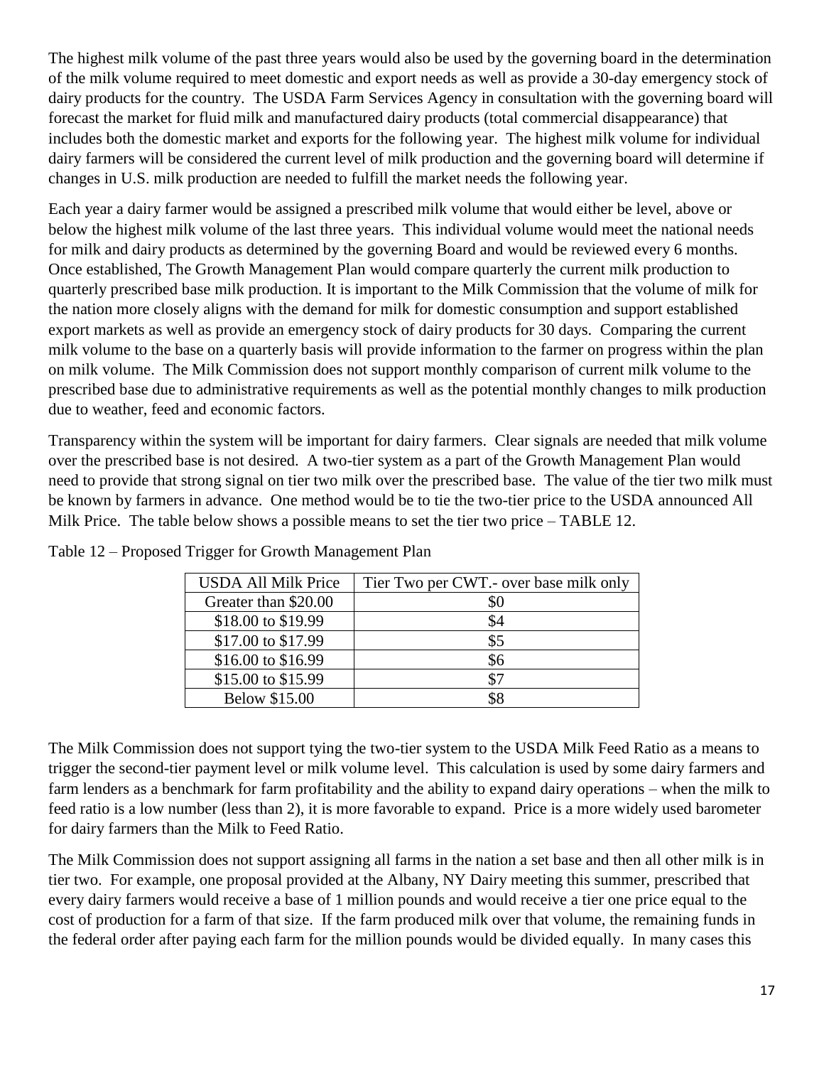The highest milk volume of the past three years would also be used by the governing board in the determination of the milk volume required to meet domestic and export needs as well as provide a 30-day emergency stock of dairy products for the country. The USDA Farm Services Agency in consultation with the governing board will forecast the market for fluid milk and manufactured dairy products (total commercial disappearance) that includes both the domestic market and exports for the following year. The highest milk volume for individual dairy farmers will be considered the current level of milk production and the governing board will determine if changes in U.S. milk production are needed to fulfill the market needs the following year.

Each year a dairy farmer would be assigned a prescribed milk volume that would either be level, above or below the highest milk volume of the last three years. This individual volume would meet the national needs for milk and dairy products as determined by the governing Board and would be reviewed every 6 months. Once established, The Growth Management Plan would compare quarterly the current milk production to quarterly prescribed base milk production. It is important to the Milk Commission that the volume of milk for the nation more closely aligns with the demand for milk for domestic consumption and support established export markets as well as provide an emergency stock of dairy products for 30 days. Comparing the current milk volume to the base on a quarterly basis will provide information to the farmer on progress within the plan on milk volume. The Milk Commission does not support monthly comparison of current milk volume to the prescribed base due to administrative requirements as well as the potential monthly changes to milk production due to weather, feed and economic factors.

Transparency within the system will be important for dairy farmers. Clear signals are needed that milk volume over the prescribed base is not desired. A two-tier system as a part of the Growth Management Plan would need to provide that strong signal on tier two milk over the prescribed base. The value of the tier two milk must be known by farmers in advance. One method would be to tie the two-tier price to the USDA announced All Milk Price. The table below shows a possible means to set the tier two price – TABLE 12.

Table 12 – Proposed Trigger for Growth Management Plan

| USDA All Milk Price | Tier Two per CWT.- over base milk only |
|---|---|
| Greater than $20.00 | $0 |
| $18.00 to $19.99 | $4 |
| $17.00 to $17.99 | $5 |
| $16.00 to $16.99 | $6 |
| $15.00 to $15.99 | $7 |
| Below $15.00 | $8 |

The Milk Commission does not support tying the two-tier system to the USDA Milk Feed Ratio as a means to trigger the second-tier payment level or milk volume level. This calculation is used by some dairy farmers and farm lenders as a benchmark for farm profitability and the ability to expand dairy operations – when the milk to feed ratio is a low number (less than 2), it is more favorable to expand. Price is a more widely used barometer for dairy farmers than the Milk to Feed Ratio.

The Milk Commission does not support assigning all farms in the nation a set base and then all other milk is in tier two. For example, one proposal provided at the Albany, NY Dairy meeting this summer, prescribed that every dairy farmers would receive a base of 1 million pounds and would receive a tier one price equal to the cost of production for a farm of that size. If the farm produced milk over that volume, the remaining funds in the federal order after paying each farm for the million pounds would be divided equally. In many cases this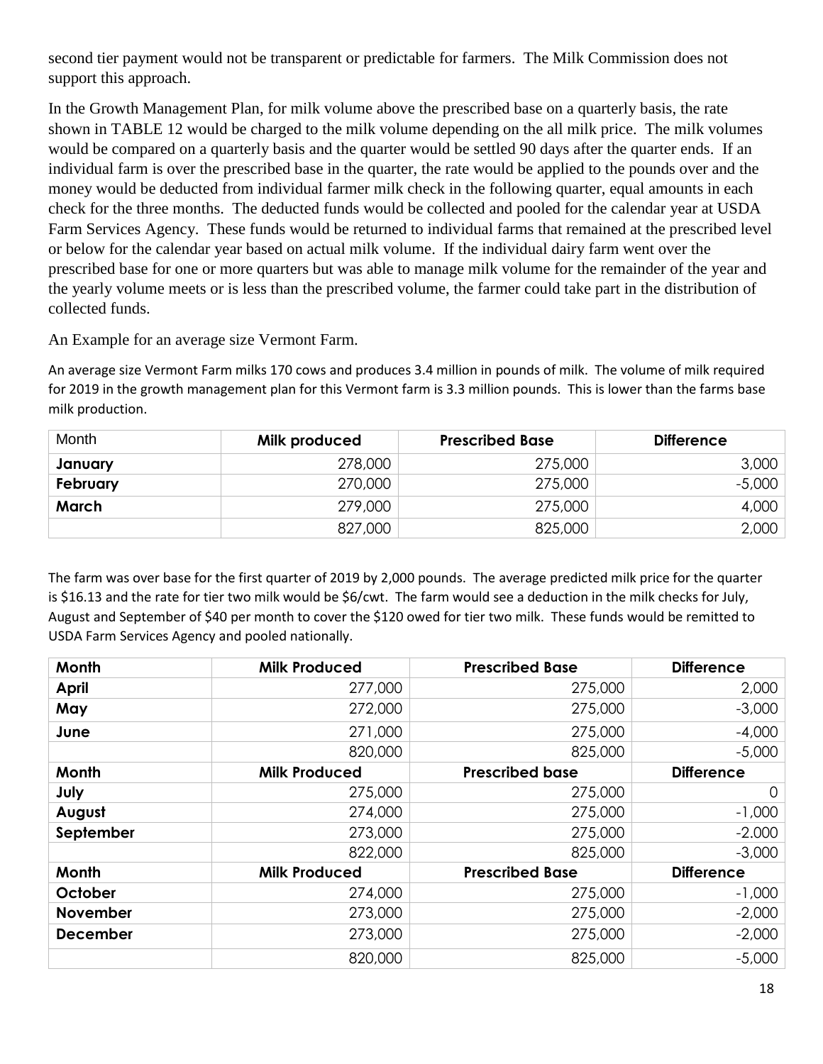second tier payment would not be transparent or predictable for farmers. The Milk Commission does not support this approach.

In the Growth Management Plan, for milk volume above the prescribed base on a quarterly basis, the rate shown in TABLE 12 would be charged to the milk volume depending on the all milk price. The milk volumes would be compared on a quarterly basis and the quarter would be settled 90 days after the quarter ends. If an individual farm is over the prescribed base in the quarter, the rate would be applied to the pounds over and the money would be deducted from individual farmer milk check in the following quarter, equal amounts in each check for the three months. The deducted funds would be collected and pooled for the calendar year at USDA Farm Services Agency. These funds would be returned to individual farms that remained at the prescribed level or below for the calendar year based on actual milk volume. If the individual dairy farm went over the prescribed base for one or more quarters but was able to manage milk volume for the remainder of the year and the yearly volume meets or is less than the prescribed volume, the farmer could take part in the distribution of collected funds.

An Example for an average size Vermont Farm.

An average size Vermont Farm milks 170 cows and produces 3.4 million in pounds of milk. The volume of milk required for 2019 in the growth management plan for this Vermont farm is 3.3 million pounds. This is lower than the farms base milk production.

| Month | Milk produced | Prescribed Base | Difference |
|---|---|---|---|
| **January** | 278,000 | 275,000 | 3,000 |
| **February** | 270,000 | 275,000 | -5,000 |
| **March** | 279,000 | 275,000 | 4,000 |
| | 827,000 | 825,000 | 2,000 |

The farm was over base for the first quarter of 2019 by 2,000 pounds. The average predicted milk price for the quarter is $16.13 and the rate for tier two milk would be $6/cwt. The farm would see a deduction in the milk checks for July, August and September of $40 per month to cover the $120 owed for tier two milk. These funds would be remitted to USDA Farm Services Agency and pooled nationally.

| Month | Milk Produced | Prescribed Base | Difference |
|---|---|---|---|
| **April** | 277,000 | 275,000 | 2,000 |
| **May** | 272,000 | 275,000 | -3,000 |
| **June** | 271,000 | 275,000 | -4,000 |
| | 820,000 | 825,000 | -5,000 |
| **Month** | **Milk Produced** | **Prescribed base** | **Difference** |
| **July** | 275,000 | 275,000 | 0 |
| **August** | 274,000 | 275,000 | -1,000 |
| **September** | 273,000 | 275,000 | -2,000 |
| | 822,000 | 825,000 | -3,000 |
| **Month** | **Milk Produced** | **Prescribed Base** | **Difference** |
| **October** | 274,000 | 275,000 | -1,000 |
| **November** | 273,000 | 275,000 | -2,000 |
| **December** | 273,000 | 275,000 | -2,000 |
| | 820,000 | 825,000 | -5,000 |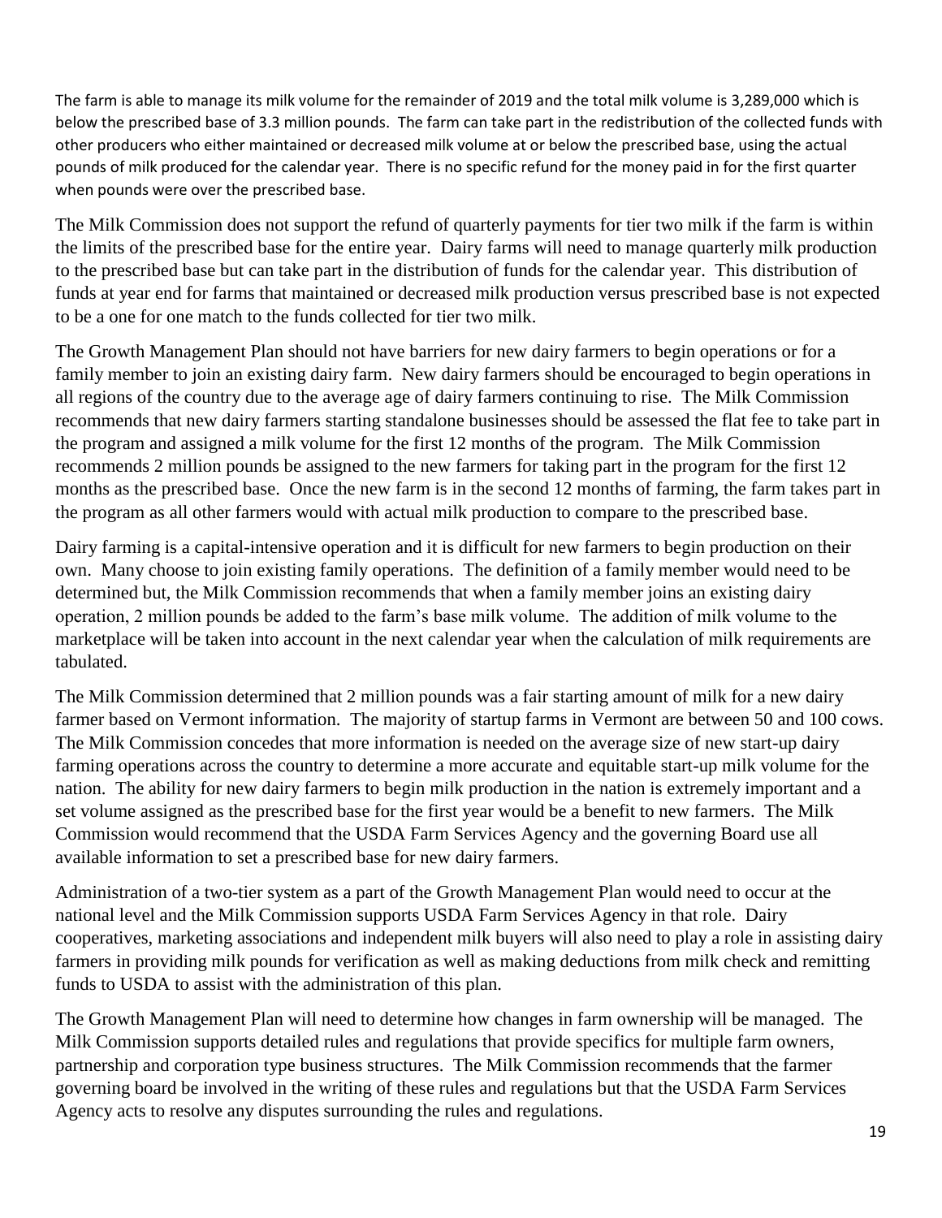The farm is able to manage its milk volume for the remainder of 2019 and the total milk volume is 3,289,000 which is below the prescribed base of 3.3 million pounds. The farm can take part in the redistribution of the collected funds with other producers who either maintained or decreased milk volume at or below the prescribed base, using the actual pounds of milk produced for the calendar year. There is no specific refund for the money paid in for the first quarter when pounds were over the prescribed base.

The Milk Commission does not support the refund of quarterly payments for tier two milk if the farm is within the limits of the prescribed base for the entire year. Dairy farms will need to manage quarterly milk production to the prescribed base but can take part in the distribution of funds for the calendar year. This distribution of funds at year end for farms that maintained or decreased milk production versus prescribed base is not expected to be a one for one match to the funds collected for tier two milk.

The Growth Management Plan should not have barriers for new dairy farmers to begin operations or for a family member to join an existing dairy farm. New dairy farmers should be encouraged to begin operations in all regions of the country due to the average age of dairy farmers continuing to rise. The Milk Commission recommends that new dairy farmers starting standalone businesses should be assessed the flat fee to take part in the program and assigned a milk volume for the first 12 months of the program. The Milk Commission recommends 2 million pounds be assigned to the new farmers for taking part in the program for the first 12 months as the prescribed base. Once the new farm is in the second 12 months of farming, the farm takes part in the program as all other farmers would with actual milk production to compare to the prescribed base.

Dairy farming is a capital-intensive operation and it is difficult for new farmers to begin production on their own. Many choose to join existing family operations. The definition of a family member would need to be determined but, the Milk Commission recommends that when a family member joins an existing dairy operation, 2 million pounds be added to the farm's base milk volume. The addition of milk volume to the marketplace will be taken into account in the next calendar year when the calculation of milk requirements are tabulated.

The Milk Commission determined that 2 million pounds was a fair starting amount of milk for a new dairy farmer based on Vermont information. The majority of startup farms in Vermont are between 50 and 100 cows. The Milk Commission concedes that more information is needed on the average size of new start-up dairy farming operations across the country to determine a more accurate and equitable start-up milk volume for the nation. The ability for new dairy farmers to begin milk production in the nation is extremely important and a set volume assigned as the prescribed base for the first year would be a benefit to new farmers. The Milk Commission would recommend that the USDA Farm Services Agency and the governing Board use all available information to set a prescribed base for new dairy farmers.

Administration of a two-tier system as a part of the Growth Management Plan would need to occur at the national level and the Milk Commission supports USDA Farm Services Agency in that role. Dairy cooperatives, marketing associations and independent milk buyers will also need to play a role in assisting dairy farmers in providing milk pounds for verification as well as making deductions from milk check and remitting funds to USDA to assist with the administration of this plan.

The Growth Management Plan will need to determine how changes in farm ownership will be managed. The Milk Commission supports detailed rules and regulations that provide specifics for multiple farm owners, partnership and corporation type business structures. The Milk Commission recommends that the farmer governing board be involved in the writing of these rules and regulations but that the USDA Farm Services Agency acts to resolve any disputes surrounding the rules and regulations.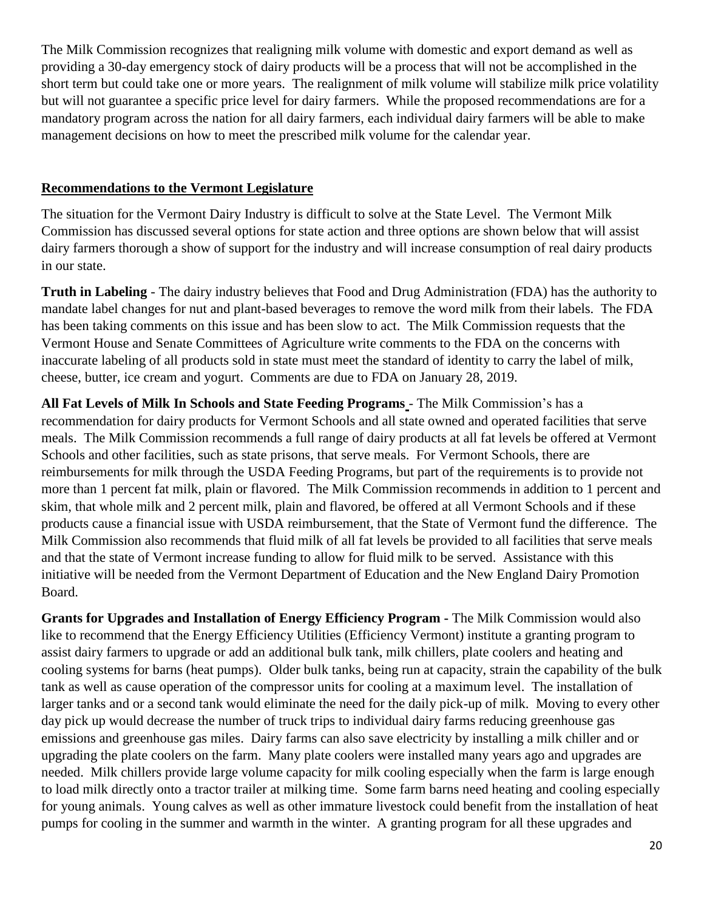The Milk Commission recognizes that realigning milk volume with domestic and export demand as well as providing a 30-day emergency stock of dairy products will be a process that will not be accomplished in the short term but could take one or more years. The realignment of milk volume will stabilize milk price volatility but will not guarantee a specific price level for dairy farmers. While the proposed recommendations are for a mandatory program across the nation for all dairy farmers, each individual dairy farmers will be able to make management decisions on how to meet the prescribed milk volume for the calendar year.

## Recommendations to the Vermont Legislature

The situation for the Vermont Dairy Industry is difficult to solve at the State Level. The Vermont Milk Commission has discussed several options for state action and three options are shown below that will assist dairy farmers thorough a show of support for the industry and will increase consumption of real dairy products in our state.

**Truth in Labeling** - The dairy industry believes that Food and Drug Administration (FDA) has the authority to mandate label changes for nut and plant-based beverages to remove the word milk from their labels. The FDA has been taking comments on this issue and has been slow to act. The Milk Commission requests that the Vermont House and Senate Committees of Agriculture write comments to the FDA on the concerns with inaccurate labeling of all products sold in state must meet the standard of identity to carry the label of milk, cheese, butter, ice cream and yogurt. Comments are due to FDA on January 28, 2019.

**All Fat Levels of Milk In Schools and State Feeding Programs** - The Milk Commission's has a recommendation for dairy products for Vermont Schools and all state owned and operated facilities that serve meals. The Milk Commission recommends a full range of dairy products at all fat levels be offered at Vermont Schools and other facilities, such as state prisons, that serve meals. For Vermont Schools, there are reimbursements for milk through the USDA Feeding Programs, but part of the requirements is to provide not more than 1 percent fat milk, plain or flavored. The Milk Commission recommends in addition to 1 percent and skim, that whole milk and 2 percent milk, plain and flavored, be offered at all Vermont Schools and if these products cause a financial issue with USDA reimbursement, that the State of Vermont fund the difference. The Milk Commission also recommends that fluid milk of all fat levels be provided to all facilities that serve meals and that the state of Vermont increase funding to allow for fluid milk to be served. Assistance with this initiative will be needed from the Vermont Department of Education and the New England Dairy Promotion Board.

**Grants for Upgrades and Installation of Energy Efficiency Program -** The Milk Commission would also like to recommend that the Energy Efficiency Utilities (Efficiency Vermont) institute a granting program to assist dairy farmers to upgrade or add an additional bulk tank, milk chillers, plate coolers and heating and cooling systems for barns (heat pumps). Older bulk tanks, being run at capacity, strain the capability of the bulk tank as well as cause operation of the compressor units for cooling at a maximum level. The installation of larger tanks and or a second tank would eliminate the need for the daily pick-up of milk. Moving to every other day pick up would decrease the number of truck trips to individual dairy farms reducing greenhouse gas emissions and greenhouse gas miles. Dairy farms can also save electricity by installing a milk chiller and or upgrading the plate coolers on the farm. Many plate coolers were installed many years ago and upgrades are needed. Milk chillers provide large volume capacity for milk cooling especially when the farm is large enough to load milk directly onto a tractor trailer at milking time. Some farm barns need heating and cooling especially for young animals. Young calves as well as other immature livestock could benefit from the installation of heat pumps for cooling in the summer and warmth in the winter. A granting program for all these upgrades and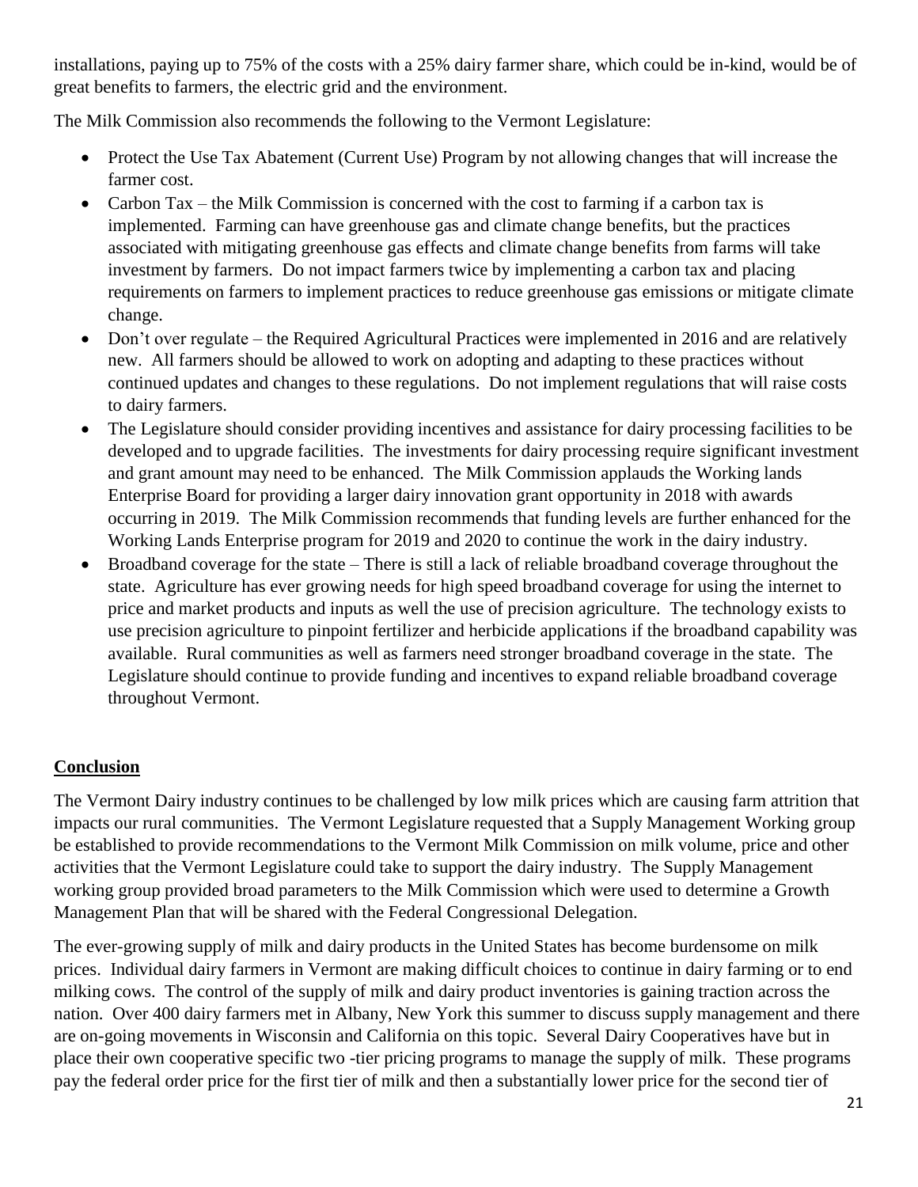installations, paying up to 75% of the costs with a 25% dairy farmer share, which could be in-kind, would be of great benefits to farmers, the electric grid and the environment.

The Milk Commission also recommends the following to the Vermont Legislature:

- Protect the Use Tax Abatement (Current Use) Program by not allowing changes that will increase the farmer cost.
- Carbon Tax – the Milk Commission is concerned with the cost to farming if a carbon tax is implemented. Farming can have greenhouse gas and climate change benefits, but the practices associated with mitigating greenhouse gas effects and climate change benefits from farms will take investment by farmers. Do not impact farmers twice by implementing a carbon tax and placing requirements on farmers to implement practices to reduce greenhouse gas emissions or mitigate climate change.
- Don't over regulate – the Required Agricultural Practices were implemented in 2016 and are relatively new. All farmers should be allowed to work on adopting and adapting to these practices without continued updates and changes to these regulations. Do not implement regulations that will raise costs to dairy farmers.
- The Legislature should consider providing incentives and assistance for dairy processing facilities to be developed and to upgrade facilities. The investments for dairy processing require significant investment and grant amount may need to be enhanced. The Milk Commission applauds the Working lands Enterprise Board for providing a larger dairy innovation grant opportunity in 2018 with awards occurring in 2019. The Milk Commission recommends that funding levels are further enhanced for the Working Lands Enterprise program for 2019 and 2020 to continue the work in the dairy industry.
- Broadband coverage for the state – There is still a lack of reliable broadband coverage throughout the state. Agriculture has ever growing needs for high speed broadband coverage for using the internet to price and market products and inputs as well the use of precision agriculture. The technology exists to use precision agriculture to pinpoint fertilizer and herbicide applications if the broadband capability was available. Rural communities as well as farmers need stronger broadband coverage in the state. The Legislature should continue to provide funding and incentives to expand reliable broadband coverage throughout Vermont.

## Conclusion

The Vermont Dairy industry continues to be challenged by low milk prices which are causing farm attrition that impacts our rural communities. The Vermont Legislature requested that a Supply Management Working group be established to provide recommendations to the Vermont Milk Commission on milk volume, price and other activities that the Vermont Legislature could take to support the dairy industry. The Supply Management working group provided broad parameters to the Milk Commission which were used to determine a Growth Management Plan that will be shared with the Federal Congressional Delegation.

The ever-growing supply of milk and dairy products in the United States has become burdensome on milk prices. Individual dairy farmers in Vermont are making difficult choices to continue in dairy farming or to end milking cows. The control of the supply of milk and dairy product inventories is gaining traction across the nation. Over 400 dairy farmers met in Albany, New York this summer to discuss supply management and there are on-going movements in Wisconsin and California on this topic. Several Dairy Cooperatives have but in place their own cooperative specific two -tier pricing programs to manage the supply of milk. These programs pay the federal order price for the first tier of milk and then a substantially lower price for the second tier of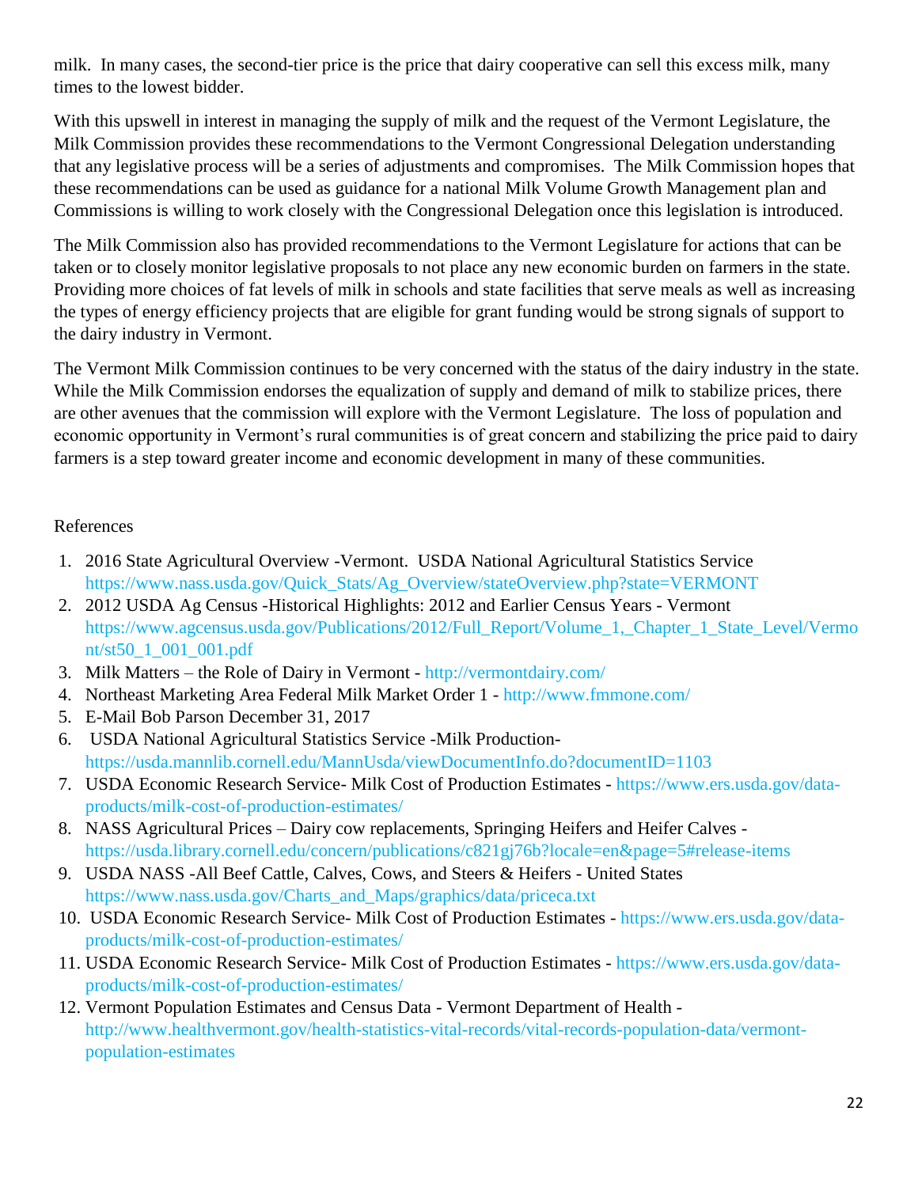milk. In many cases, the second-tier price is the price that dairy cooperative can sell this excess milk, many times to the lowest bidder.

With this upswell in interest in managing the supply of milk and the request of the Vermont Legislature, the Milk Commission provides these recommendations to the Vermont Congressional Delegation understanding that any legislative process will be a series of adjustments and compromises. The Milk Commission hopes that these recommendations can be used as guidance for a national Milk Volume Growth Management plan and Commissions is willing to work closely with the Congressional Delegation once this legislation is introduced.

The Milk Commission also has provided recommendations to the Vermont Legislature for actions that can be taken or to closely monitor legislative proposals to not place any new economic burden on farmers in the state. Providing more choices of fat levels of milk in schools and state facilities that serve meals as well as increasing the types of energy efficiency projects that are eligible for grant funding would be strong signals of support to the dairy industry in Vermont.

The Vermont Milk Commission continues to be very concerned with the status of the dairy industry in the state. While the Milk Commission endorses the equalization of supply and demand of milk to stabilize prices, there are other avenues that the commission will explore with the Vermont Legislature. The loss of population and economic opportunity in Vermont's rural communities is of great concern and stabilizing the price paid to dairy farmers is a step toward greater income and economic development in many of these communities.

References

1. 2016 State Agricultural Overview -Vermont. USDA National Agricultural Statistics Service https://www.nass.usda.gov/Quick_Stats/Ag_Overview/stateOverview.php?state=VERMONT
2. 2012 USDA Ag Census -Historical Highlights: 2012 and Earlier Census Years - Vermont https://www.agcensus.usda.gov/Publications/2012/Full_Report/Volume_1,_Chapter_1_State_Level/Vermont/st50_1_001_001.pdf
3. Milk Matters – the Role of Dairy in Vermont - http://vermontdairy.com/
4. Northeast Marketing Area Federal Milk Market Order 1 - http://www.fmmone.com/
5. E-Mail Bob Parson December 31, 2017
6. USDA National Agricultural Statistics Service -Milk Production- https://usda.mannlib.cornell.edu/MannUsda/viewDocumentInfo.do?documentID=1103
7. USDA Economic Research Service- Milk Cost of Production Estimates - https://www.ers.usda.gov/data-products/milk-cost-of-production-estimates/
8. NASS Agricultural Prices – Dairy cow replacements, Springing Heifers and Heifer Calves - https://usda.library.cornell.edu/concern/publications/c821gj76b?locale=en&page=5#release-items
9. USDA NASS -All Beef Cattle, Calves, Cows, and Steers & Heifers - United States https://www.nass.usda.gov/Charts_and_Maps/graphics/data/priceca.txt
10. USDA Economic Research Service- Milk Cost of Production Estimates - https://www.ers.usda.gov/data-products/milk-cost-of-production-estimates/
11. USDA Economic Research Service- Milk Cost of Production Estimates - https://www.ers.usda.gov/data-products/milk-cost-of-production-estimates/
12. Vermont Population Estimates and Census Data - Vermont Department of Health - http://www.healthvermont.gov/health-statistics-vital-records/vital-records-population-data/vermont-population-estimates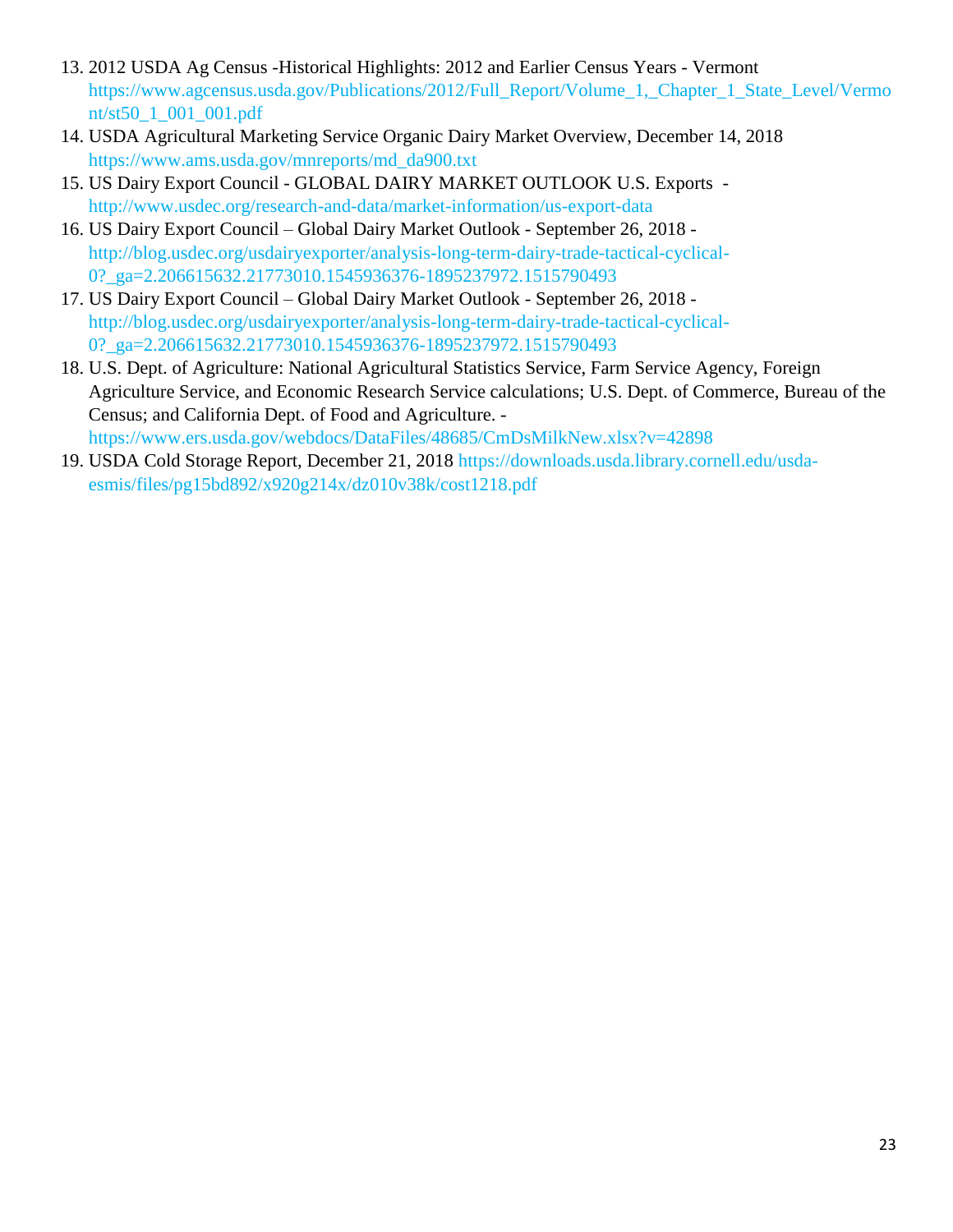13. 2012 USDA Ag Census -Historical Highlights: 2012 and Earlier Census Years - Vermont https://www.agcensus.usda.gov/Publications/2012/Full_Report/Volume_1,_Chapter_1_State_Level/Vermont/st50_1_001_001.pdf
14. USDA Agricultural Marketing Service Organic Dairy Market Overview, December 14, 2018 https://www.ams.usda.gov/mnreports/md_da900.txt
15. US Dairy Export Council - GLOBAL DAIRY MARKET OUTLOOK U.S. Exports - http://www.usdec.org/research-and-data/market-information/us-export-data
16. US Dairy Export Council – Global Dairy Market Outlook - September 26, 2018 - http://blog.usdec.org/usdairyexporter/analysis-long-term-dairy-trade-tactical-cyclical-0?_ga=2.206615632.21773010.1545936376-1895237972.1515790493
17. US Dairy Export Council – Global Dairy Market Outlook - September 26, 2018 - http://blog.usdec.org/usdairyexporter/analysis-long-term-dairy-trade-tactical-cyclical-0?_ga=2.206615632.21773010.1545936376-1895237972.1515790493
18. U.S. Dept. of Agriculture: National Agricultural Statistics Service, Farm Service Agency, Foreign Agriculture Service, and Economic Research Service calculations; U.S. Dept. of Commerce, Bureau of the Census; and California Dept. of Food and Agriculture. - https://www.ers.usda.gov/webdocs/DataFiles/48685/CmDsMilkNew.xlsx?v=42898
19. USDA Cold Storage Report, December 21, 2018 https://downloads.usda.library.cornell.edu/usda-esmis/files/pg15bd892/x920g214x/dz010v38k/cost1218.pdf